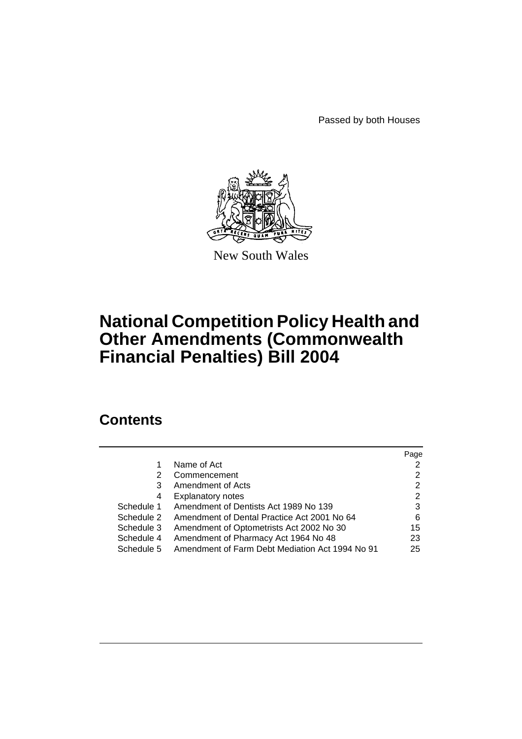Passed by both Houses

New South Wales

# National Competition Policy Health and Other Amendments (Commonwealth Financial Penalties) Bill 2004

## Contents

| | | Page |
|---|---|---|
| 1 | Name of Act | 2 |
| 2 | Commencement | 2 |
| 3 | Amendment of Acts | 2 |
| 4 | Explanatory notes | 2 |
| Schedule 1 | Amendment of Dentists Act 1989 No 139 | 3 |
| Schedule 2 | Amendment of Dental Practice Act 2001 No 64 | 6 |
| Schedule 3 | Amendment of Optometrists Act 2002 No 30 | 15 |
| Schedule 4 | Amendment of Pharmacy Act 1964 No 48 | 23 |
| Schedule 5 | Amendment of Farm Debt Mediation Act 1994 No 91 | 25 |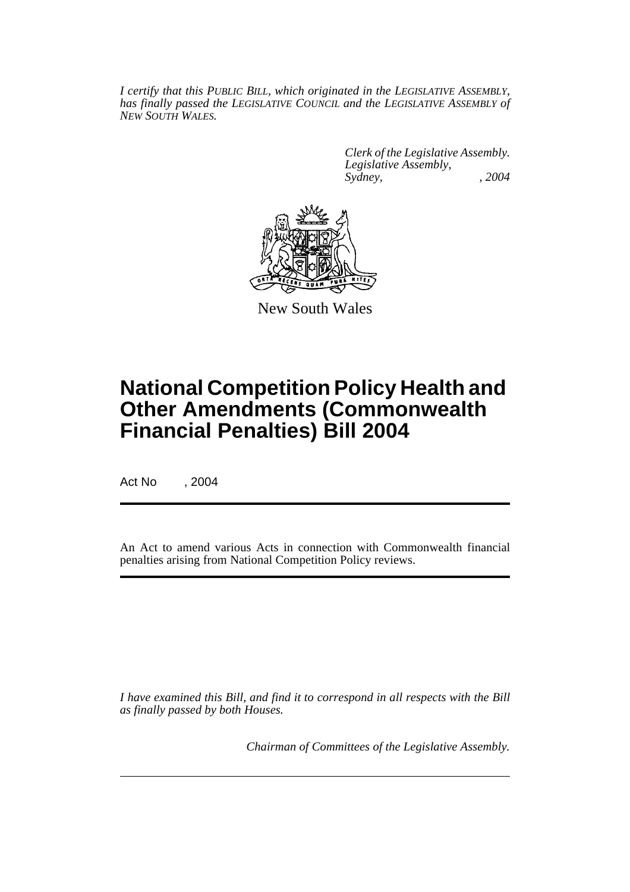*I certify that this PUBLIC BILL, which originated in the LEGISLATIVE ASSEMBLY, has finally passed the LEGISLATIVE COUNCIL and the LEGISLATIVE ASSEMBLY of NEW SOUTH WALES.*

*Clerk of the Legislative Assembly.*
*Legislative Assembly,*
*Sydney, , 2004*

New South Wales

# National Competition Policy Health and Other Amendments (Commonwealth Financial Penalties) Bill 2004

Act No , 2004

An Act to amend various Acts in connection with Commonwealth financial penalties arising from National Competition Policy reviews.

*I have examined this Bill, and find it to correspond in all respects with the Bill as finally passed by both Houses.*

*Chairman of Committees of the Legislative Assembly.*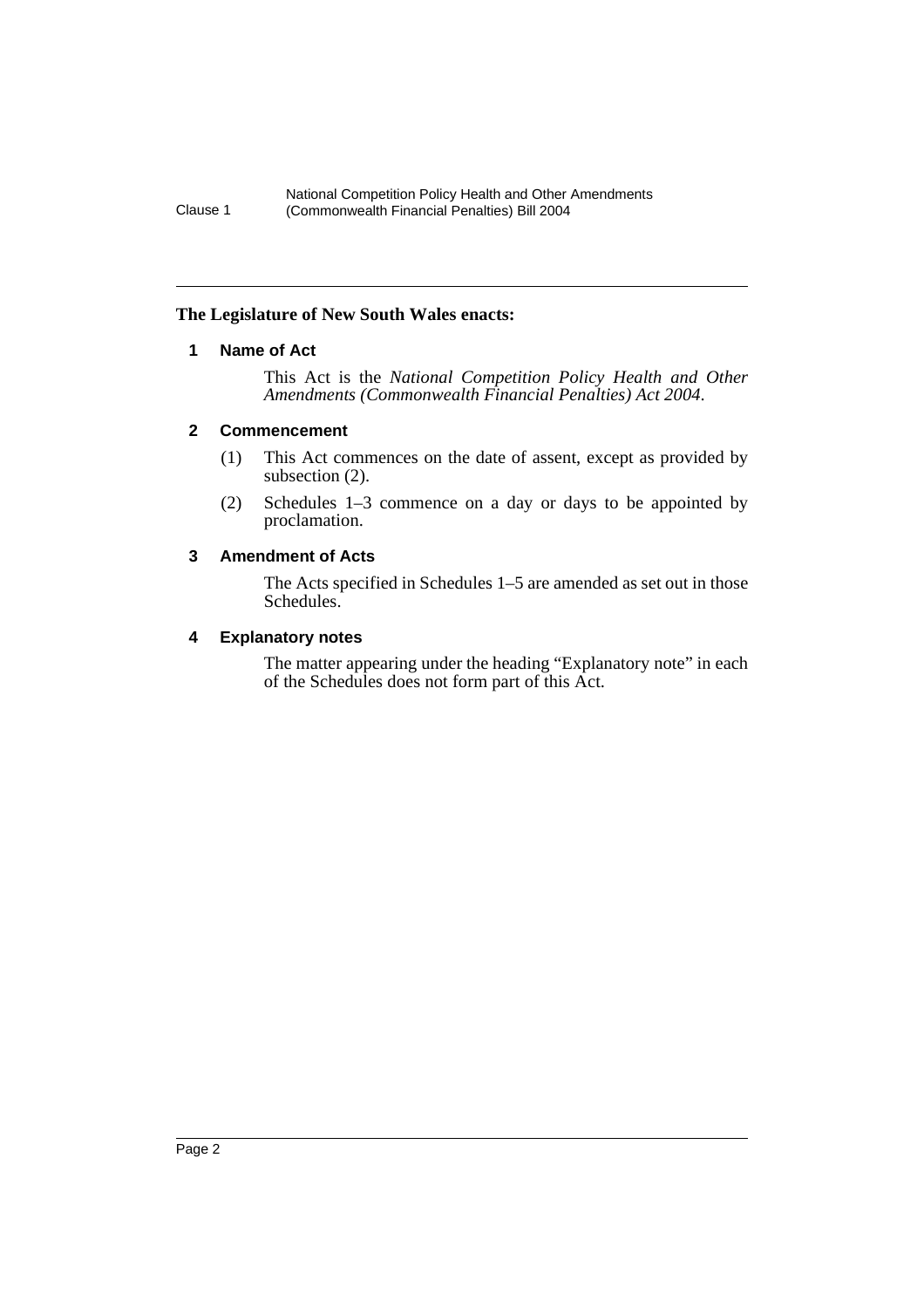**The Legislature of New South Wales enacts:**

## 1 Name of Act

This Act is the *National Competition Policy Health and Other Amendments (Commonwealth Financial Penalties) Act 2004*.

## 2 Commencement

(1) This Act commences on the date of assent, except as provided by subsection (2).

(2) Schedules 1–3 commence on a day or days to be appointed by proclamation.

## 3 Amendment of Acts

The Acts specified in Schedules 1–5 are amended as set out in those Schedules.

## 4 Explanatory notes

The matter appearing under the heading "Explanatory note" in each of the Schedules does not form part of this Act.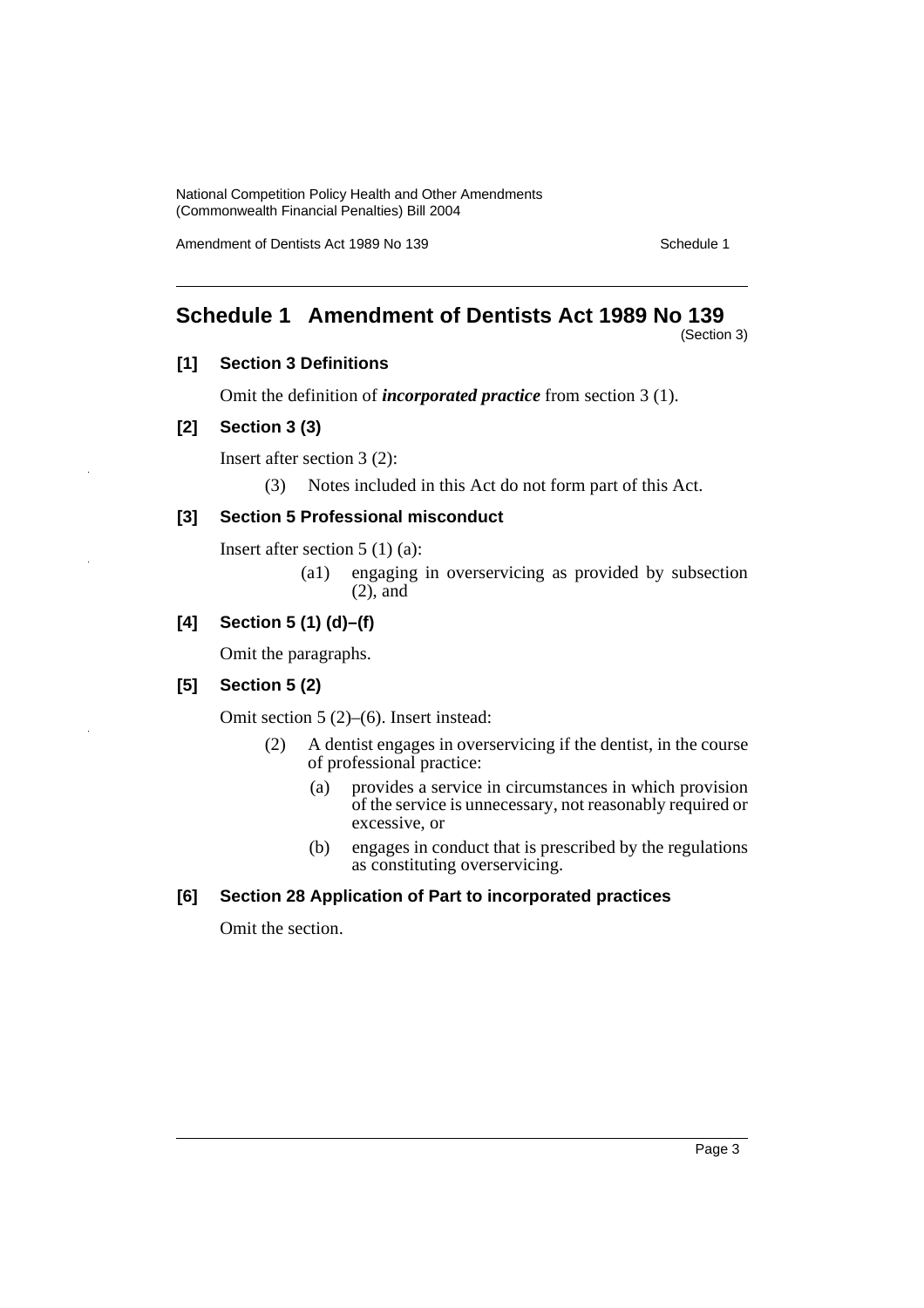# Schedule 1 Amendment of Dentists Act 1989 No 139

(Section 3)

### [1] Section 3 Definitions

Omit the definition of ***incorporated practice*** from section 3 (1).

### [2] Section 3 (3)

Insert after section 3 (2):

(3) Notes included in this Act do not form part of this Act.

### [3] Section 5 Professional misconduct

Insert after section 5 (1) (a):

(a1) engaging in overservicing as provided by subsection (2), and

### [4] Section 5 (1) (d)–(f)

Omit the paragraphs.

### [5] Section 5 (2)

Omit section 5 (2)–(6). Insert instead:

(2) A dentist engages in overservicing if the dentist, in the course of professional practice:

- (a) provides a service in circumstances in which provision of the service is unnecessary, not reasonably required or excessive, or
- (b) engages in conduct that is prescribed by the regulations as constituting overservicing.

### [6] Section 28 Application of Part to incorporated practices

Omit the section.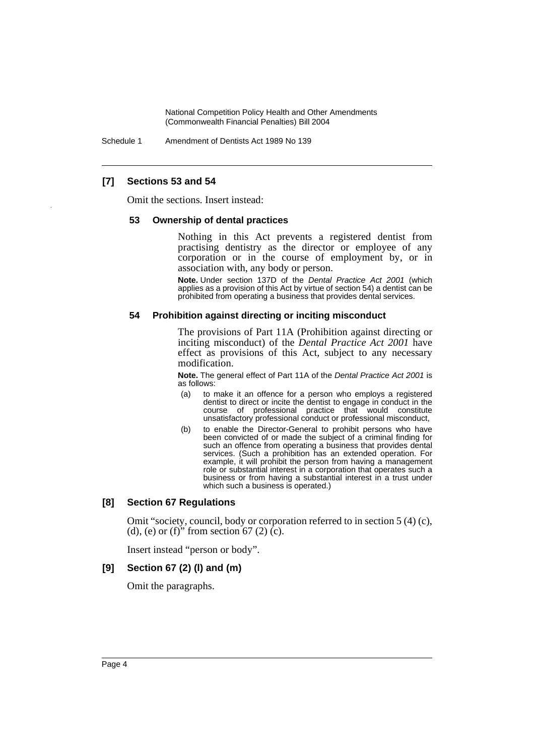## [7] Sections 53 and 54

Omit the sections. Insert instead:

### 53 Ownership of dental practices

Nothing in this Act prevents a registered dentist from practising dentistry as the director or employee of any corporation or in the course of employment by, or in association with, any body or person.

**Note.** Under section 137D of the *Dental Practice Act 2001* (which applies as a provision of this Act by virtue of section 54) a dentist can be prohibited from operating a business that provides dental services.

### 54 Prohibition against directing or inciting misconduct

The provisions of Part 11A (Prohibition against directing or inciting misconduct) of the *Dental Practice Act 2001* have effect as provisions of this Act, subject to any necessary modification.

**Note.** The general effect of Part 11A of the *Dental Practice Act 2001* is as follows:

- (a) to make it an offence for a person who employs a registered dentist to direct or incite the dentist to engage in conduct in the course of professional practice that would constitute unsatisfactory professional conduct or professional misconduct,
- (b) to enable the Director-General to prohibit persons who have been convicted of or made the subject of a criminal finding for such an offence from operating a business that provides dental services. (Such a prohibition has an extended operation. For example, it will prohibit the person from having a management role or substantial interest in a corporation that operates such a business or from having a substantial interest in a trust under which such a business is operated.)

## [8] Section 67 Regulations

Omit "society, council, body or corporation referred to in section 5 (4) (c), (d), (e) or (f)" from section 67 (2) (c).

Insert instead "person or body".

## [9] Section 67 (2) (l) and (m)

Omit the paragraphs.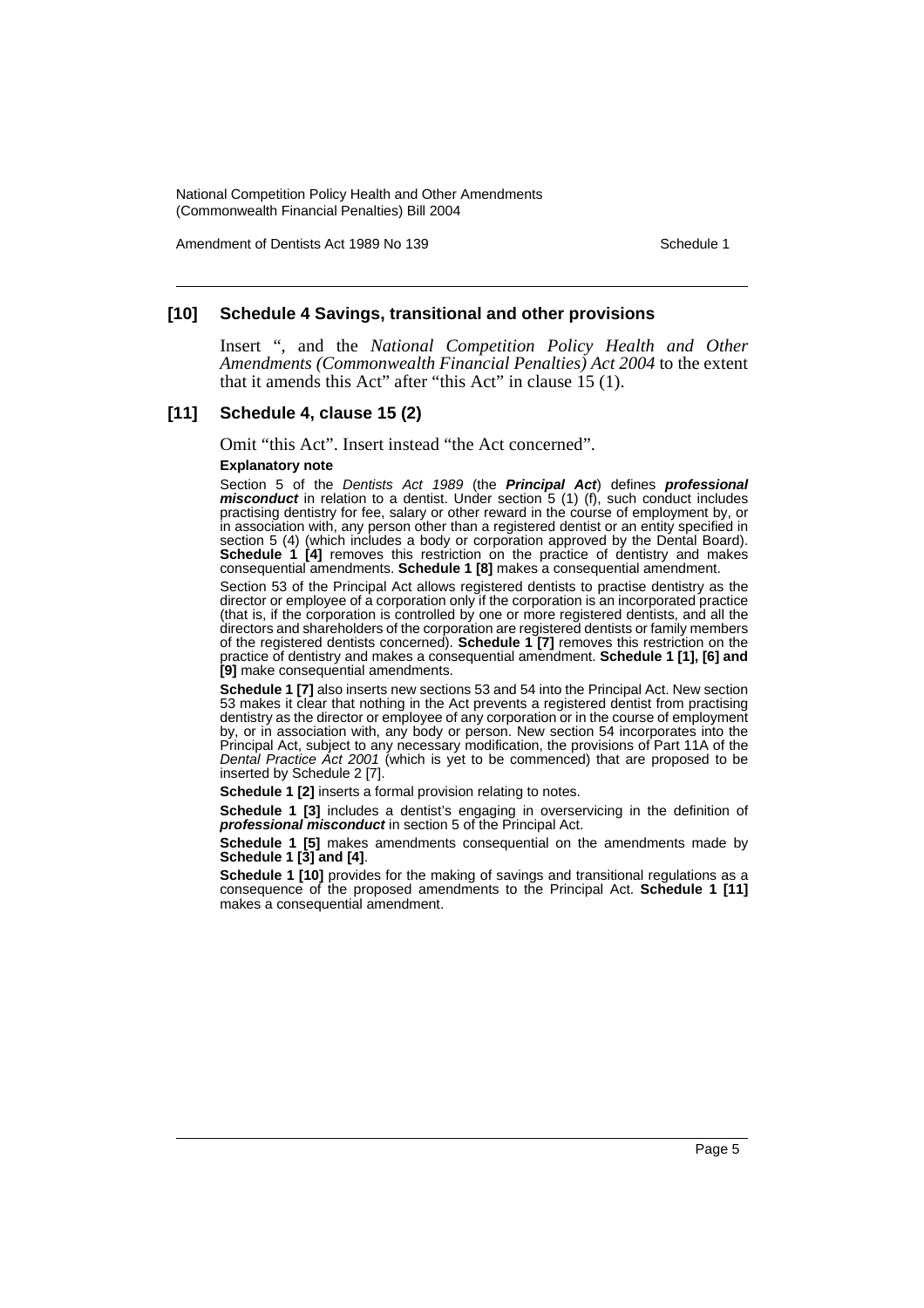### [10] Schedule 4 Savings, transitional and other provisions

Insert ", and the *National Competition Policy Health and Other Amendments (Commonwealth Financial Penalties) Act 2004* to the extent that it amends this Act" after "this Act" in clause 15 (1).

### [11] Schedule 4, clause 15 (2)

Omit "this Act". Insert instead "the Act concerned".

**Explanatory note**

Section 5 of the *Dentists Act 1989* (the ***Principal Act***) defines ***professional misconduct*** in relation to a dentist. Under section 5 (1) (f), such conduct includes practising dentistry for fee, salary or other reward in the course of employment by, or in association with, any person other than a registered dentist or an entity specified in section 5 (4) (which includes a body or corporation approved by the Dental Board). **Schedule 1 [4]** removes this restriction on the practice of dentistry and makes consequential amendments. **Schedule 1 [8]** makes a consequential amendment.

Section 53 of the Principal Act allows registered dentists to practise dentistry as the director or employee of a corporation only if the corporation is an incorporated practice (that is, if the corporation is controlled by one or more registered dentists, and all the directors and shareholders of the corporation are registered dentists or family members of the registered dentists concerned). **Schedule 1 [7]** removes this restriction on the practice of dentistry and makes a consequential amendment. **Schedule 1 [1], [6] and [9]** make consequential amendments.

**Schedule 1 [7]** also inserts new sections 53 and 54 into the Principal Act. New section 53 makes it clear that nothing in the Act prevents a registered dentist from practising dentistry as the director or employee of any corporation or in the course of employment by, or in association with, any body or person. New section 54 incorporates into the Principal Act, subject to any necessary modification, the provisions of Part 11A of the *Dental Practice Act 2001* (which is yet to be commenced) that are proposed to be inserted by Schedule 2 [7].

**Schedule 1 [2]** inserts a formal provision relating to notes.

**Schedule 1 [3]** includes a dentist's engaging in overservicing in the definition of ***professional misconduct*** in section 5 of the Principal Act.

**Schedule 1 [5]** makes amendments consequential on the amendments made by **Schedule 1 [3] and [4]**.

**Schedule 1 [10]** provides for the making of savings and transitional regulations as a consequence of the proposed amendments to the Principal Act. **Schedule 1 [11]** makes a consequential amendment.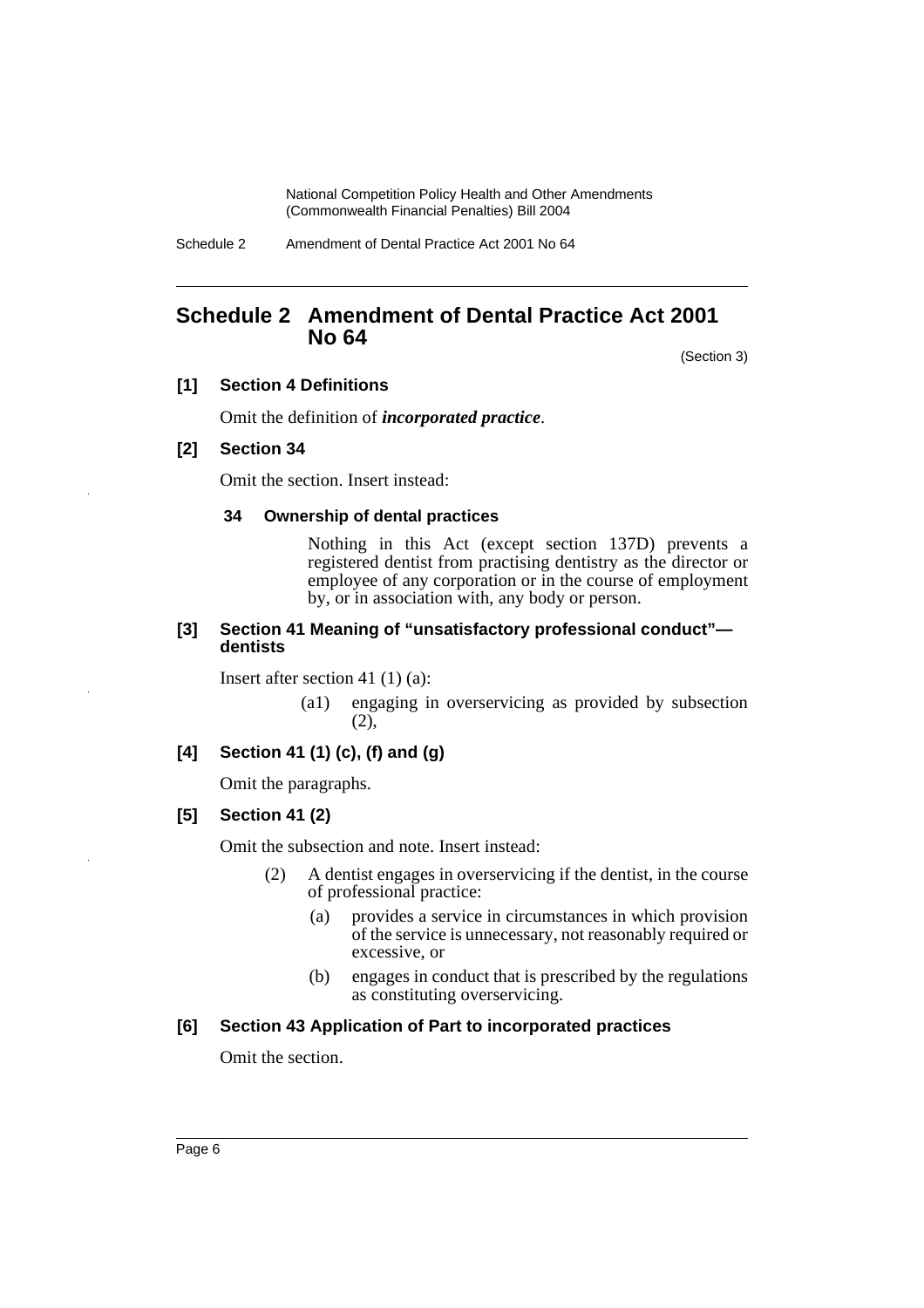## Schedule 2 Amendment of Dental Practice Act 2001 No 64

(Section 3)

**[1] Section 4 Definitions**

Omit the definition of ***incorporated practice***.

**[2] Section 34**

Omit the section. Insert instead:

**34 Ownership of dental practices**

Nothing in this Act (except section 137D) prevents a registered dentist from practising dentistry as the director or employee of any corporation or in the course of employment by, or in association with, any body or person.

**[3] Section 41 Meaning of "unsatisfactory professional conduct"—dentists**

Insert after section 41 (1) (a):

(a1) engaging in overservicing as provided by subsection (2),

**[4] Section 41 (1) (c), (f) and (g)**

Omit the paragraphs.

**[5] Section 41 (2)**

Omit the subsection and note. Insert instead:

(2) A dentist engages in overservicing if the dentist, in the course of professional practice:

(a) provides a service in circumstances in which provision of the service is unnecessary, not reasonably required or excessive, or

(b) engages in conduct that is prescribed by the regulations as constituting overservicing.

**[6] Section 43 Application of Part to incorporated practices**

Omit the section.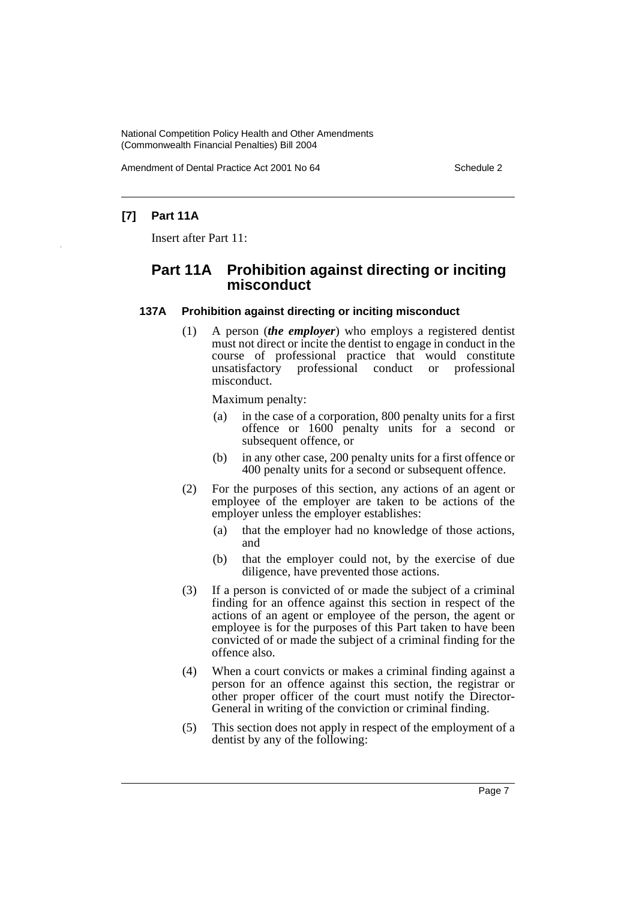**[7] Part 11A**

Insert after Part 11:

## Part 11A Prohibition against directing or inciting misconduct

### 137A Prohibition against directing or inciting misconduct

(1) A person (***the employer***) who employs a registered dentist must not direct or incite the dentist to engage in conduct in the course of professional practice that would constitute unsatisfactory professional conduct or professional misconduct.

Maximum penalty:

(a) in the case of a corporation, 800 penalty units for a first offence or 1600 penalty units for a second or subsequent offence, or

(b) in any other case, 200 penalty units for a first offence or 400 penalty units for a second or subsequent offence.

(2) For the purposes of this section, any actions of an agent or employee of the employer are taken to be actions of the employer unless the employer establishes:

(a) that the employer had no knowledge of those actions, and

(b) that the employer could not, by the exercise of due diligence, have prevented those actions.

(3) If a person is convicted of or made the subject of a criminal finding for an offence against this section in respect of the actions of an agent or employee of the person, the agent or employee is for the purposes of this Part taken to have been convicted of or made the subject of a criminal finding for the offence also.

(4) When a court convicts or makes a criminal finding against a person for an offence against this section, the registrar or other proper officer of the court must notify the Director-General in writing of the conviction or criminal finding.

(5) This section does not apply in respect of the employment of a dentist by any of the following: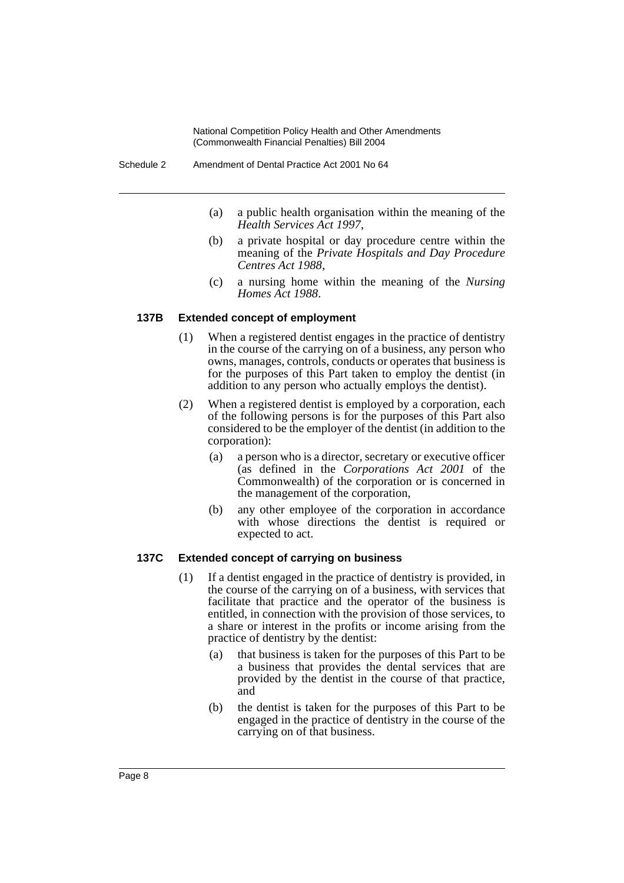(a) a public health organisation within the meaning of the *Health Services Act 1997*,

(b) a private hospital or day procedure centre within the meaning of the *Private Hospitals and Day Procedure Centres Act 1988*,

(c) a nursing home within the meaning of the *Nursing Homes Act 1988*.

### 137B Extended concept of employment

(1) When a registered dentist engages in the practice of dentistry in the course of the carrying on of a business, any person who owns, manages, controls, conducts or operates that business is for the purposes of this Part taken to employ the dentist (in addition to any person who actually employs the dentist).

(2) When a registered dentist is employed by a corporation, each of the following persons is for the purposes of this Part also considered to be the employer of the dentist (in addition to the corporation):

(a) a person who is a director, secretary or executive officer (as defined in the *Corporations Act 2001* of the Commonwealth) of the corporation or is concerned in the management of the corporation,

(b) any other employee of the corporation in accordance with whose directions the dentist is required or expected to act.

### 137C Extended concept of carrying on business

(1) If a dentist engaged in the practice of dentistry is provided, in the course of the carrying on of a business, with services that facilitate that practice and the operator of the business is entitled, in connection with the provision of those services, to a share or interest in the profits or income arising from the practice of dentistry by the dentist:

(a) that business is taken for the purposes of this Part to be a business that provides the dental services that are provided by the dentist in the course of that practice, and

(b) the dentist is taken for the purposes of this Part to be engaged in the practice of dentistry in the course of the carrying on of that business.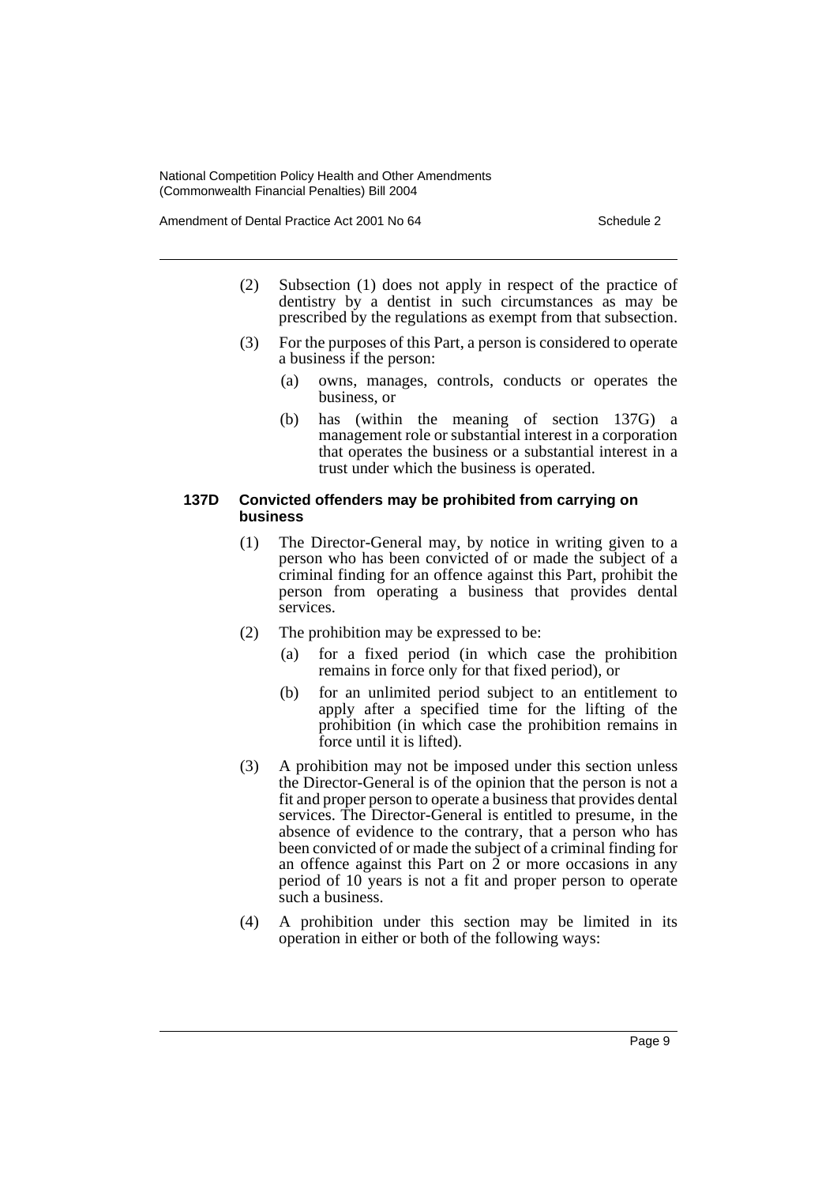(2) Subsection (1) does not apply in respect of the practice of dentistry by a dentist in such circumstances as may be prescribed by the regulations as exempt from that subsection.

(3) For the purposes of this Part, a person is considered to operate a business if the person:

(a) owns, manages, controls, conducts or operates the business, or

(b) has (within the meaning of section 137G) a management role or substantial interest in a corporation that operates the business or a substantial interest in a trust under which the business is operated.

#### 137D Convicted offenders may be prohibited from carrying on business

(1) The Director-General may, by notice in writing given to a person who has been convicted of or made the subject of a criminal finding for an offence against this Part, prohibit the person from operating a business that provides dental services.

(2) The prohibition may be expressed to be:

(a) for a fixed period (in which case the prohibition remains in force only for that fixed period), or

(b) for an unlimited period subject to an entitlement to apply after a specified time for the lifting of the prohibition (in which case the prohibition remains in force until it is lifted).

(3) A prohibition may not be imposed under this section unless the Director-General is of the opinion that the person is not a fit and proper person to operate a business that provides dental services. The Director-General is entitled to presume, in the absence of evidence to the contrary, that a person who has been convicted of or made the subject of a criminal finding for an offence against this Part on 2 or more occasions in any period of 10 years is not a fit and proper person to operate such a business.

(4) A prohibition under this section may be limited in its operation in either or both of the following ways: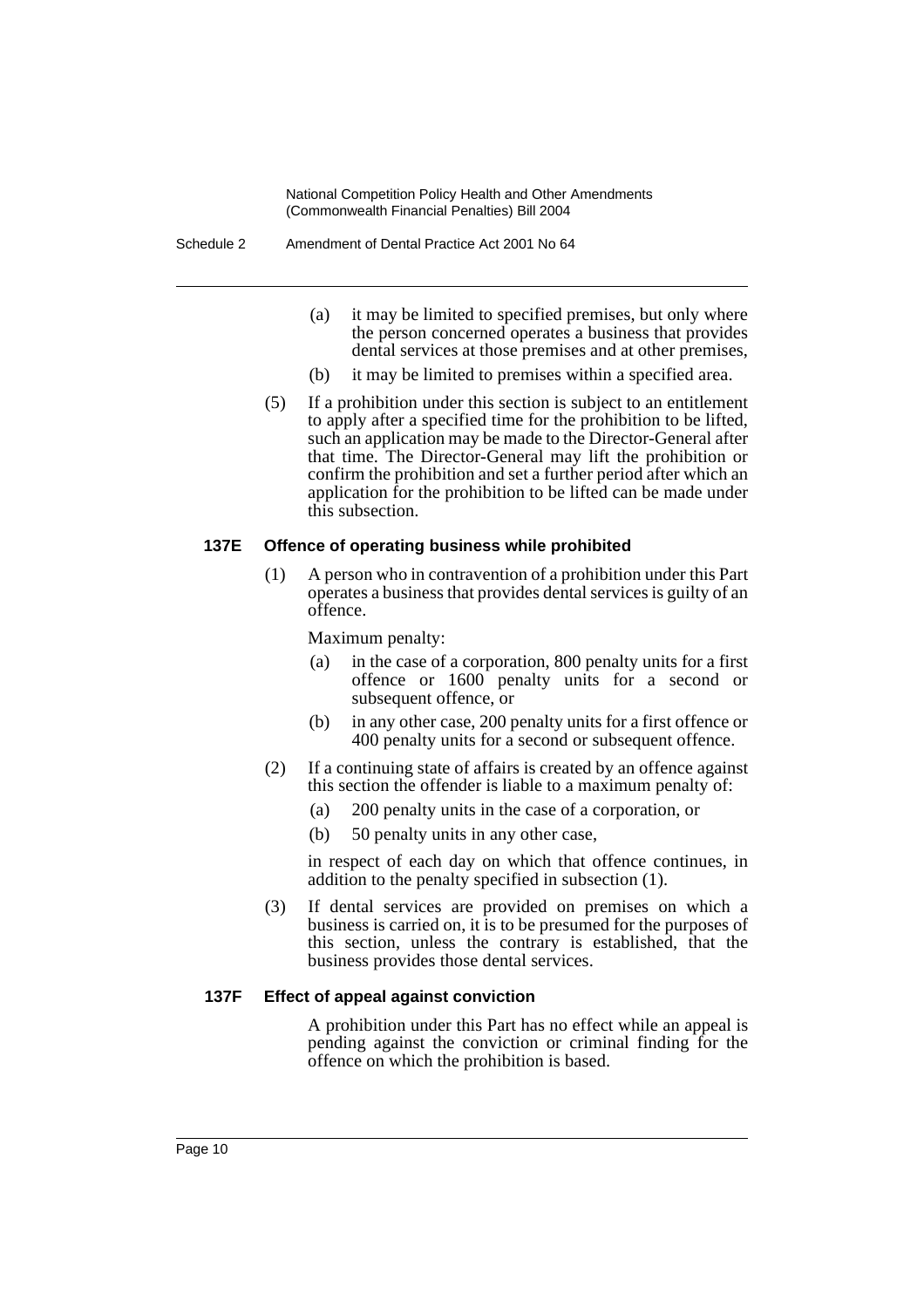(a) it may be limited to specified premises, but only where the person concerned operates a business that provides dental services at those premises and at other premises,

(b) it may be limited to premises within a specified area.

(5) If a prohibition under this section is subject to an entitlement to apply after a specified time for the prohibition to be lifted, such an application may be made to the Director-General after that time. The Director-General may lift the prohibition or confirm the prohibition and set a further period after which an application for the prohibition to be lifted can be made under this subsection.

#### 137E Offence of operating business while prohibited

(1) A person who in contravention of a prohibition under this Part operates a business that provides dental services is guilty of an offence.

Maximum penalty:

(a) in the case of a corporation, 800 penalty units for a first offence or 1600 penalty units for a second or subsequent offence, or

(b) in any other case, 200 penalty units for a first offence or 400 penalty units for a second or subsequent offence.

(2) If a continuing state of affairs is created by an offence against this section the offender is liable to a maximum penalty of:

(a) 200 penalty units in the case of a corporation, or

(b) 50 penalty units in any other case,

in respect of each day on which that offence continues, in addition to the penalty specified in subsection (1).

(3) If dental services are provided on premises on which a business is carried on, it is to be presumed for the purposes of this section, unless the contrary is established, that the business provides those dental services.

#### 137F Effect of appeal against conviction

A prohibition under this Part has no effect while an appeal is pending against the conviction or criminal finding for the offence on which the prohibition is based.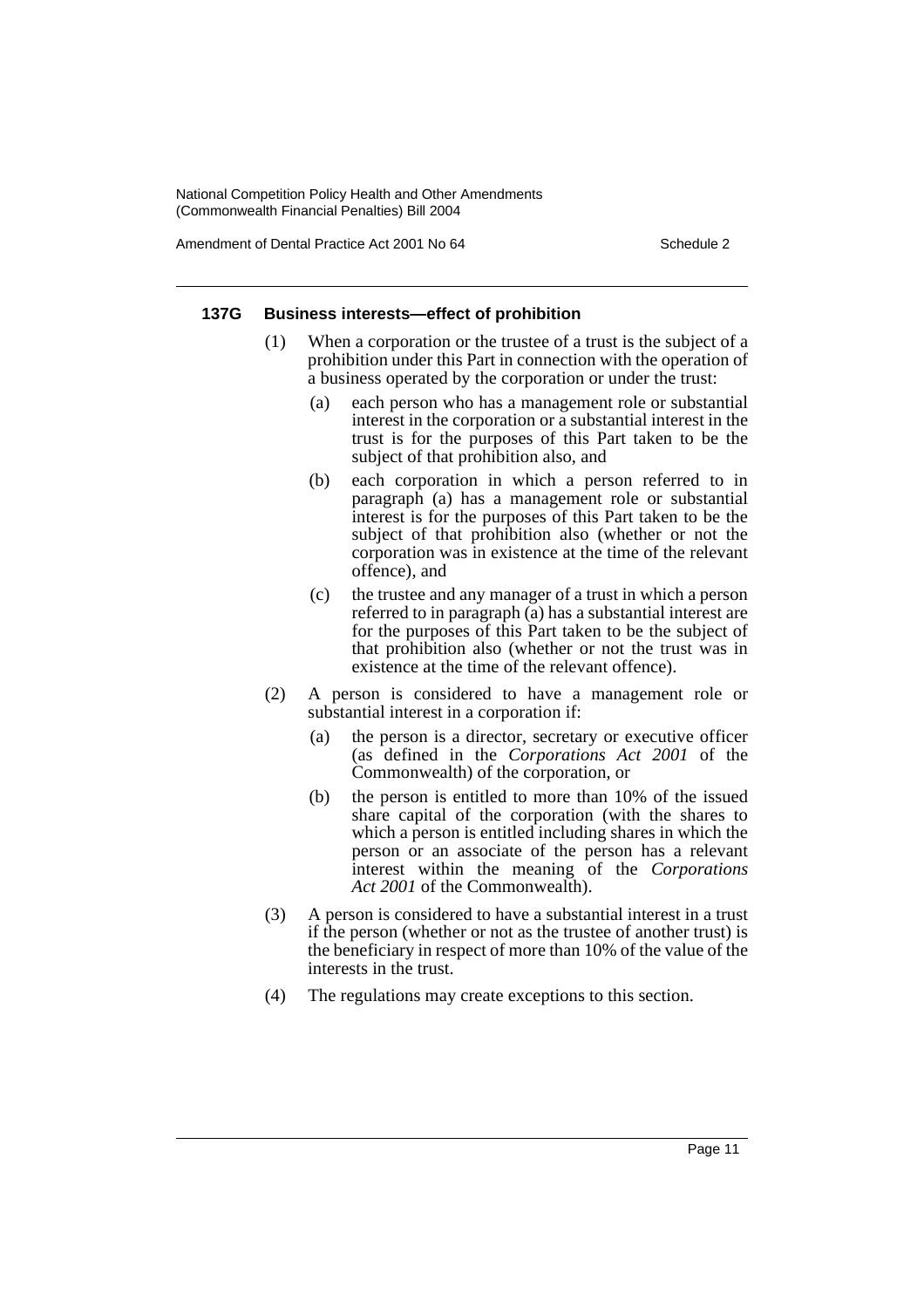#### 137G Business interests—effect of prohibition

(1) When a corporation or the trustee of a trust is the subject of a prohibition under this Part in connection with the operation of a business operated by the corporation or under the trust:

- (a) each person who has a management role or substantial interest in the corporation or a substantial interest in the trust is for the purposes of this Part taken to be the subject of that prohibition also, and
- (b) each corporation in which a person referred to in paragraph (a) has a management role or substantial interest is for the purposes of this Part taken to be the subject of that prohibition also (whether or not the corporation was in existence at the time of the relevant offence), and
- (c) the trustee and any manager of a trust in which a person referred to in paragraph (a) has a substantial interest are for the purposes of this Part taken to be the subject of that prohibition also (whether or not the trust was in existence at the time of the relevant offence).

(2) A person is considered to have a management role or substantial interest in a corporation if:

- (a) the person is a director, secretary or executive officer (as defined in the *Corporations Act 2001* of the Commonwealth) of the corporation, or
- (b) the person is entitled to more than 10% of the issued share capital of the corporation (with the shares to which a person is entitled including shares in which the person or an associate of the person has a relevant interest within the meaning of the *Corporations Act 2001* of the Commonwealth).

(3) A person is considered to have a substantial interest in a trust if the person (whether or not as the trustee of another trust) is the beneficiary in respect of more than 10% of the value of the interests in the trust.

(4) The regulations may create exceptions to this section.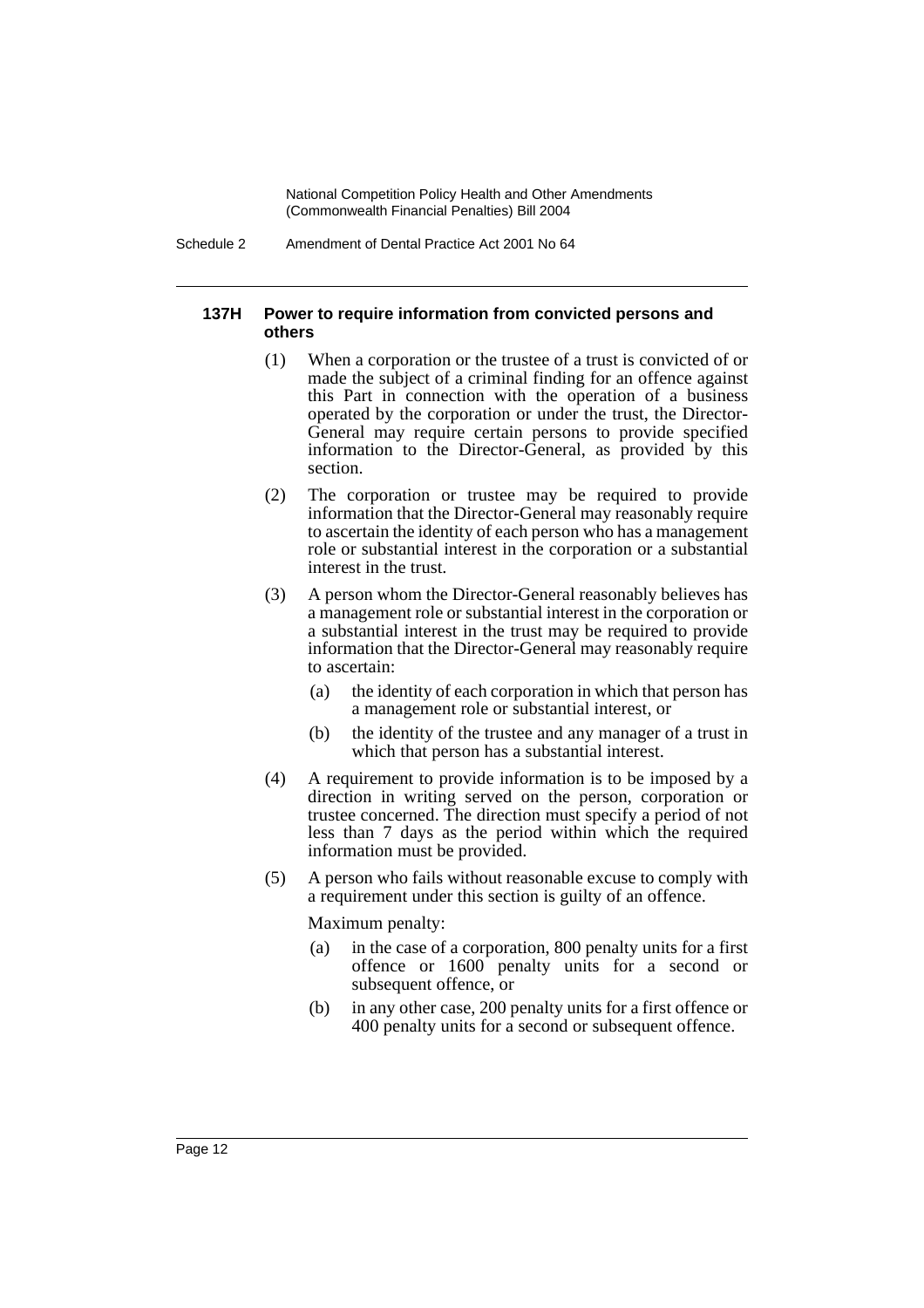#### 137H Power to require information from convicted persons and others

(1) When a corporation or the trustee of a trust is convicted of or made the subject of a criminal finding for an offence against this Part in connection with the operation of a business operated by the corporation or under the trust, the Director-General may require certain persons to provide specified information to the Director-General, as provided by this section.

(2) The corporation or trustee may be required to provide information that the Director-General may reasonably require to ascertain the identity of each person who has a management role or substantial interest in the corporation or a substantial interest in the trust.

(3) A person whom the Director-General reasonably believes has a management role or substantial interest in the corporation or a substantial interest in the trust may be required to provide information that the Director-General may reasonably require to ascertain:

- (a) the identity of each corporation in which that person has a management role or substantial interest, or
- (b) the identity of the trustee and any manager of a trust in which that person has a substantial interest.

(4) A requirement to provide information is to be imposed by a direction in writing served on the person, corporation or trustee concerned. The direction must specify a period of not less than 7 days as the period within which the required information must be provided.

(5) A person who fails without reasonable excuse to comply with a requirement under this section is guilty of an offence.

Maximum penalty:

- (a) in the case of a corporation, 800 penalty units for a first offence or 1600 penalty units for a second or subsequent offence, or
- (b) in any other case, 200 penalty units for a first offence or 400 penalty units for a second or subsequent offence.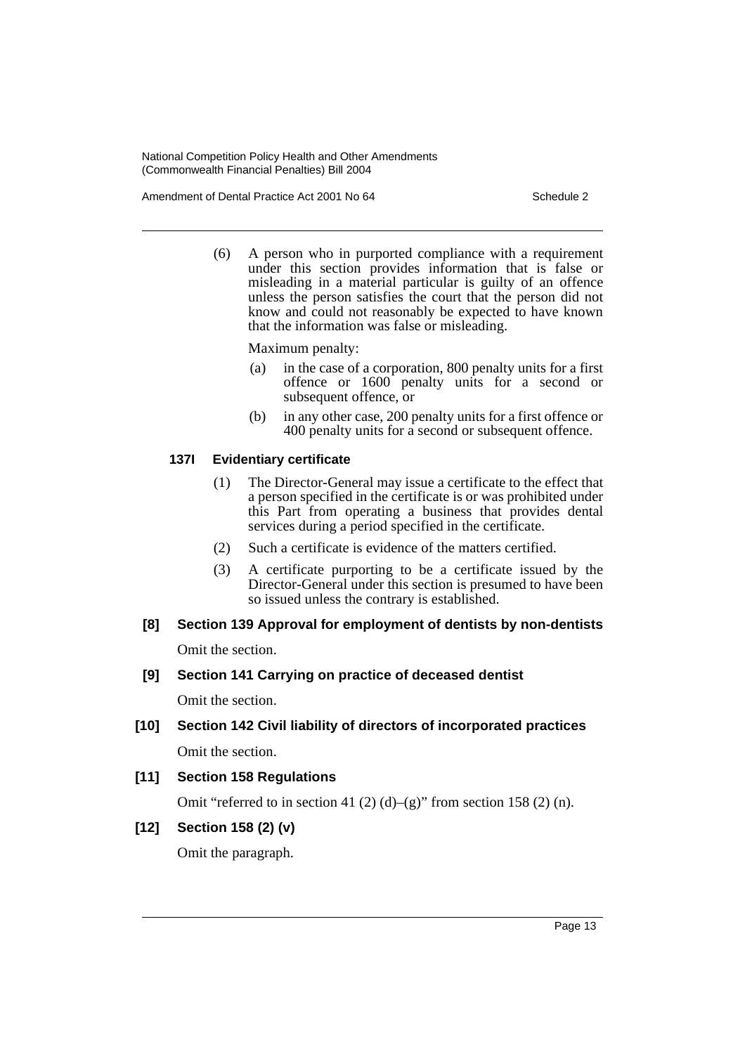(6) A person who in purported compliance with a requirement under this section provides information that is false or misleading in a material particular is guilty of an offence unless the person satisfies the court that the person did not know and could not reasonably be expected to have known that the information was false or misleading.

Maximum penalty:

(a) in the case of a corporation, 800 penalty units for a first offence or 1600 penalty units for a second or subsequent offence, or

(b) in any other case, 200 penalty units for a first offence or 400 penalty units for a second or subsequent offence.

**137I Evidentiary certificate**

(1) The Director-General may issue a certificate to the effect that a person specified in the certificate is or was prohibited under this Part from operating a business that provides dental services during a period specified in the certificate.

(2) Such a certificate is evidence of the matters certified.

(3) A certificate purporting to be a certificate issued by the Director-General under this section is presumed to have been so issued unless the contrary is established.

**[8] Section 139 Approval for employment of dentists by non-dentists**

Omit the section.

**[9] Section 141 Carrying on practice of deceased dentist**

Omit the section.

**[10] Section 142 Civil liability of directors of incorporated practices**

Omit the section.

**[11] Section 158 Regulations**

Omit "referred to in section 41 (2) (d)–(g)" from section 158 (2) (n).

**[12] Section 158 (2) (v)**

Omit the paragraph.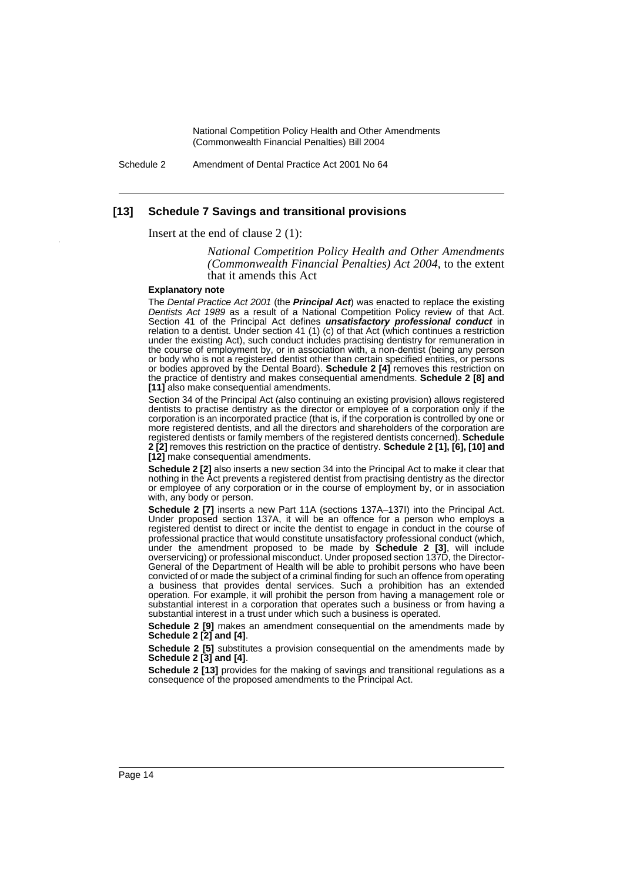### [13] Schedule 7 Savings and transitional provisions

Insert at the end of clause 2 (1):

> *National Competition Policy Health and Other Amendments (Commonwealth Financial Penalties) Act 2004*, to the extent that it amends this Act

#### Explanatory note

The *Dental Practice Act 2001* (the ***Principal Act***) was enacted to replace the existing *Dentists Act 1989* as a result of a National Competition Policy review of that Act. Section 41 of the Principal Act defines ***unsatisfactory professional conduct*** in relation to a dentist. Under section 41 (1) (c) of that Act (which continues a restriction under the existing Act), such conduct includes practising dentistry for remuneration in the course of employment by, or in association with, a non-dentist (being any person or body who is not a registered dentist other than certain specified entities, or persons or bodies approved by the Dental Board). **Schedule 2 [4]** removes this restriction on the practice of dentistry and makes consequential amendments. **Schedule 2 [8] and [11]** also make consequential amendments.

Section 34 of the Principal Act (also continuing an existing provision) allows registered dentists to practise dentistry as the director or employee of a corporation only if the corporation is an incorporated practice (that is, if the corporation is controlled by one or more registered dentists, and all the directors and shareholders of the corporation are registered dentists or family members of the registered dentists concerned). **Schedule 2 [2]** removes this restriction on the practice of dentistry. **Schedule 2 [1], [6], [10] and [12]** make consequential amendments.

**Schedule 2 [2]** also inserts a new section 34 into the Principal Act to make it clear that nothing in the Act prevents a registered dentist from practising dentistry as the director or employee of any corporation or in the course of employment by, or in association with, any body or person.

**Schedule 2 [7]** inserts a new Part 11A (sections 137A–137I) into the Principal Act. Under proposed section 137A, it will be an offence for a person who employs a registered dentist to direct or incite the dentist to engage in conduct in the course of professional practice that would constitute unsatisfactory professional conduct (which, under the amendment proposed to be made by **Schedule 2 [3]**, will include overservicing) or professional misconduct. Under proposed section 137D, the Director-General of the Department of Health will be able to prohibit persons who have been convicted of or made the subject of a criminal finding for such an offence from operating a business that provides dental services. Such a prohibition has an extended operation. For example, it will prohibit the person from having a management role or substantial interest in a corporation that operates such a business or from having a substantial interest in a trust under which such a business is operated.

**Schedule 2 [9]** makes an amendment consequential on the amendments made by **Schedule 2 [2] and [4]**.

**Schedule 2 [5]** substitutes a provision consequential on the amendments made by **Schedule 2 [3] and [4]**.

**Schedule 2 [13]** provides for the making of savings and transitional regulations as a consequence of the proposed amendments to the Principal Act.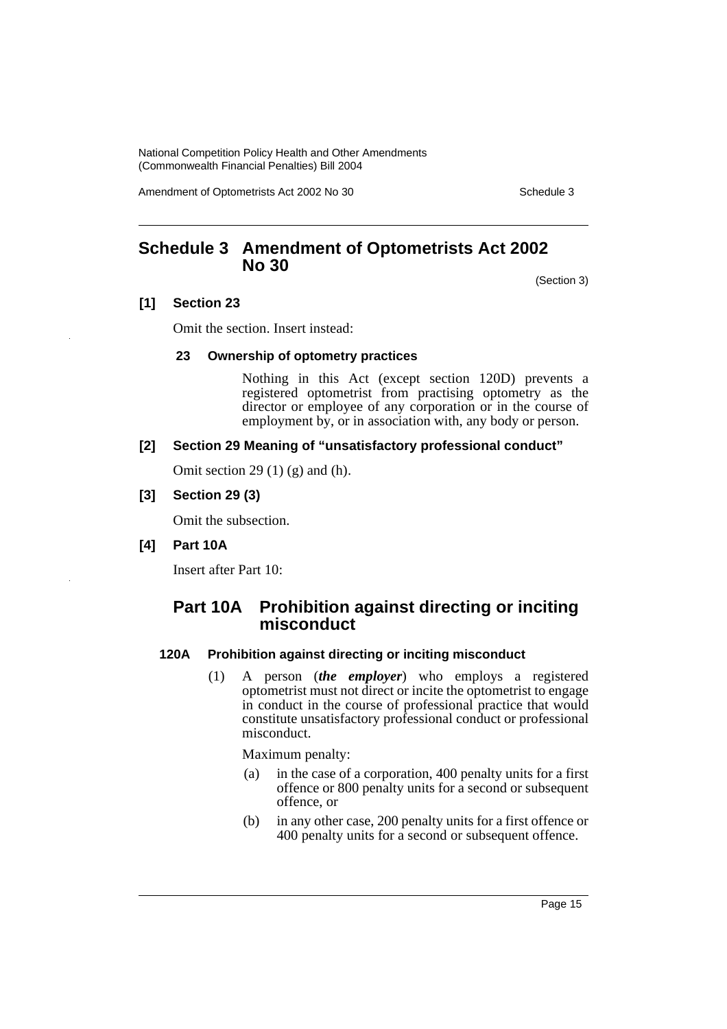## Schedule 3 Amendment of Optometrists Act 2002 No 30

(Section 3)

### [1] Section 23

Omit the section. Insert instead:

#### 23 Ownership of optometry practices

Nothing in this Act (except section 120D) prevents a registered optometrist from practising optometry as the director or employee of any corporation or in the course of employment by, or in association with, any body or person.

### [2] Section 29 Meaning of "unsatisfactory professional conduct"

Omit section 29 (1) (g) and (h).

### [3] Section 29 (3)

Omit the subsection.

### [4] Part 10A

Insert after Part 10:

## Part 10A Prohibition against directing or inciting misconduct

#### 120A Prohibition against directing or inciting misconduct

(1) A person (***the employer***) who employs a registered optometrist must not direct or incite the optometrist to engage in conduct in the course of professional practice that would constitute unsatisfactory professional conduct or professional misconduct.

Maximum penalty:

(a) in the case of a corporation, 400 penalty units for a first offence or 800 penalty units for a second or subsequent offence, or

(b) in any other case, 200 penalty units for a first offence or 400 penalty units for a second or subsequent offence.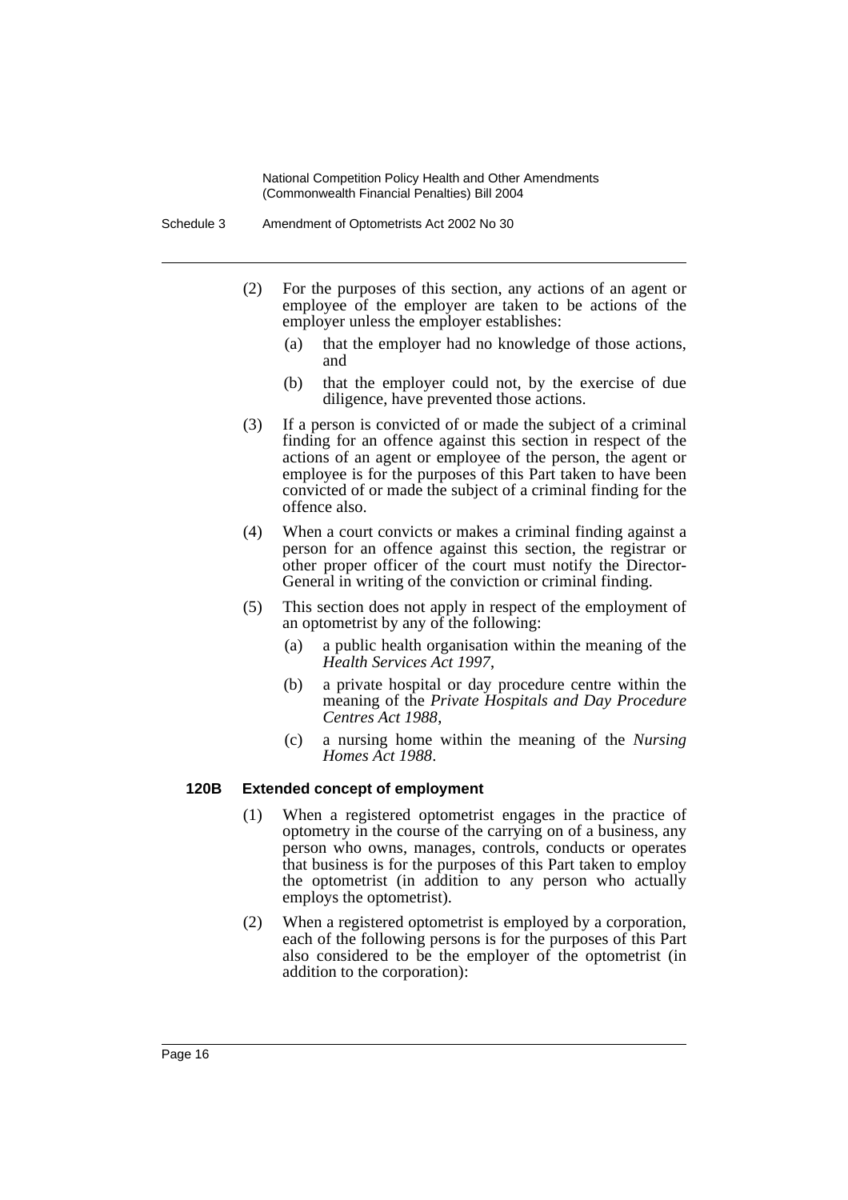(2) For the purposes of this section, any actions of an agent or employee of the employer are taken to be actions of the employer unless the employer establishes:

(a) that the employer had no knowledge of those actions, and

(b) that the employer could not, by the exercise of due diligence, have prevented those actions.

(3) If a person is convicted of or made the subject of a criminal finding for an offence against this section in respect of the actions of an agent or employee of the person, the agent or employee is for the purposes of this Part taken to have been convicted of or made the subject of a criminal finding for the offence also.

(4) When a court convicts or makes a criminal finding against a person for an offence against this section, the registrar or other proper officer of the court must notify the Director-General in writing of the conviction or criminal finding.

(5) This section does not apply in respect of the employment of an optometrist by any of the following:

(a) a public health organisation within the meaning of the *Health Services Act 1997*,

(b) a private hospital or day procedure centre within the meaning of the *Private Hospitals and Day Procedure Centres Act 1988*,

(c) a nursing home within the meaning of the *Nursing Homes Act 1988*.

**120B Extended concept of employment**

(1) When a registered optometrist engages in the practice of optometry in the course of the carrying on of a business, any person who owns, manages, controls, conducts or operates that business is for the purposes of this Part taken to employ the optometrist (in addition to any person who actually employs the optometrist).

(2) When a registered optometrist is employed by a corporation, each of the following persons is for the purposes of this Part also considered to be the employer of the optometrist (in addition to the corporation):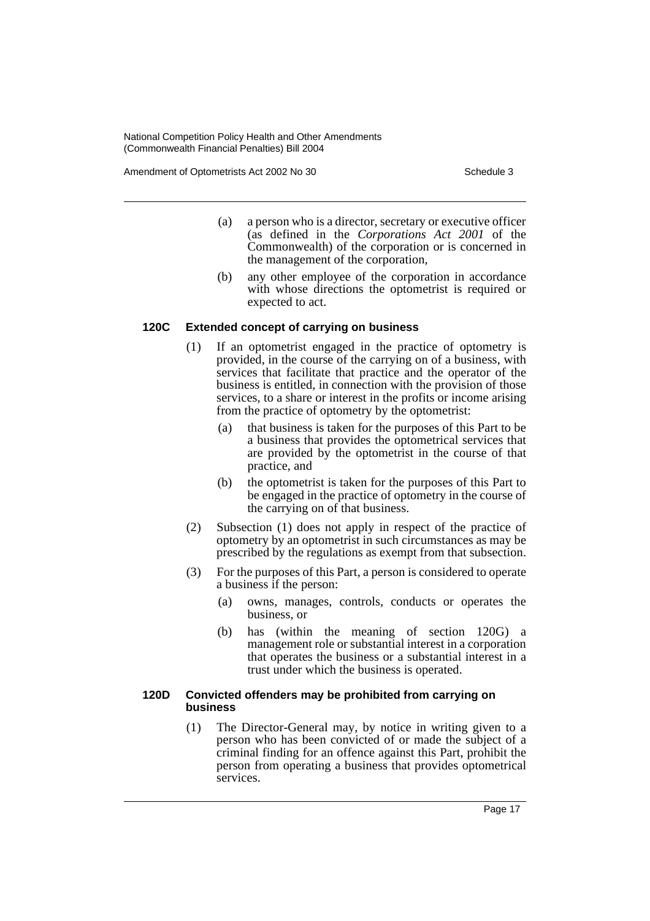(a) a person who is a director, secretary or executive officer (as defined in the *Corporations Act 2001* of the Commonwealth) of the corporation or is concerned in the management of the corporation,

(b) any other employee of the corporation in accordance with whose directions the optometrist is required or expected to act.

### 120C Extended concept of carrying on business

(1) If an optometrist engaged in the practice of optometry is provided, in the course of the carrying on of a business, with services that facilitate that practice and the operator of the business is entitled, in connection with the provision of those services, to a share or interest in the profits or income arising from the practice of optometry by the optometrist:

(a) that business is taken for the purposes of this Part to be a business that provides the optometrical services that are provided by the optometrist in the course of that practice, and

(b) the optometrist is taken for the purposes of this Part to be engaged in the practice of optometry in the course of the carrying on of that business.

(2) Subsection (1) does not apply in respect of the practice of optometry by an optometrist in such circumstances as may be prescribed by the regulations as exempt from that subsection.

(3) For the purposes of this Part, a person is considered to operate a business if the person:

(a) owns, manages, controls, conducts or operates the business, or

(b) has (within the meaning of section 120G) a management role or substantial interest in a corporation that operates the business or a substantial interest in a trust under which the business is operated.

### 120D Convicted offenders may be prohibited from carrying on business

(1) The Director-General may, by notice in writing given to a person who has been convicted of or made the subject of a criminal finding for an offence against this Part, prohibit the person from operating a business that provides optometrical services.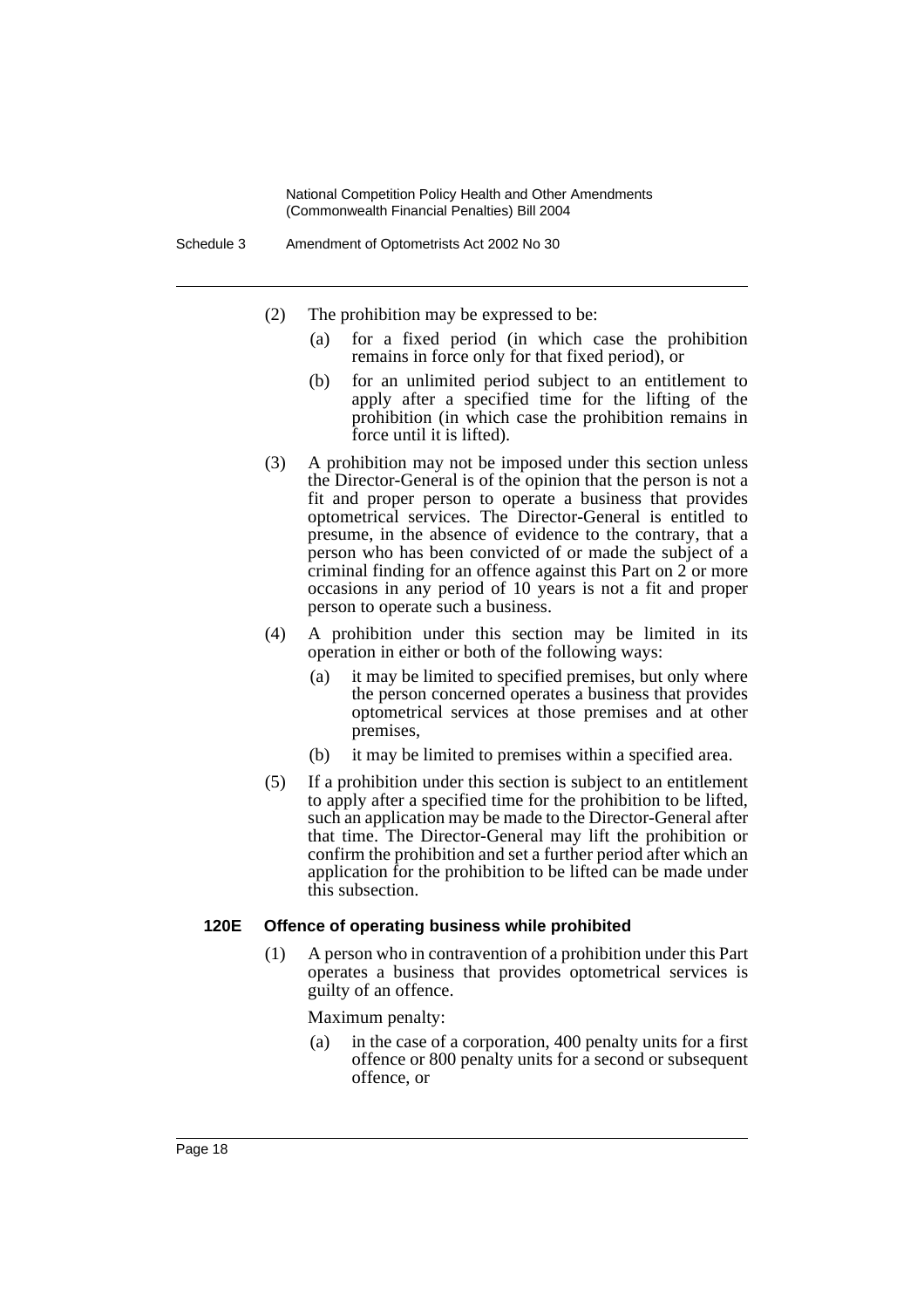(2) The prohibition may be expressed to be:

(a) for a fixed period (in which case the prohibition remains in force only for that fixed period), or

(b) for an unlimited period subject to an entitlement to apply after a specified time for the lifting of the prohibition (in which case the prohibition remains in force until it is lifted).

(3) A prohibition may not be imposed under this section unless the Director-General is of the opinion that the person is not a fit and proper person to operate a business that provides optometrical services. The Director-General is entitled to presume, in the absence of evidence to the contrary, that a person who has been convicted of or made the subject of a criminal finding for an offence against this Part on 2 or more occasions in any period of 10 years is not a fit and proper person to operate such a business.

(4) A prohibition under this section may be limited in its operation in either or both of the following ways:

(a) it may be limited to specified premises, but only where the person concerned operates a business that provides optometrical services at those premises and at other premises,

(b) it may be limited to premises within a specified area.

(5) If a prohibition under this section is subject to an entitlement to apply after a specified time for the prohibition to be lifted, such an application may be made to the Director-General after that time. The Director-General may lift the prohibition or confirm the prohibition and set a further period after which an application for the prohibition to be lifted can be made under this subsection.

**120E Offence of operating business while prohibited**

(1) A person who in contravention of a prohibition under this Part operates a business that provides optometrical services is guilty of an offence.

Maximum penalty:

(a) in the case of a corporation, 400 penalty units for a first offence or 800 penalty units for a second or subsequent offence, or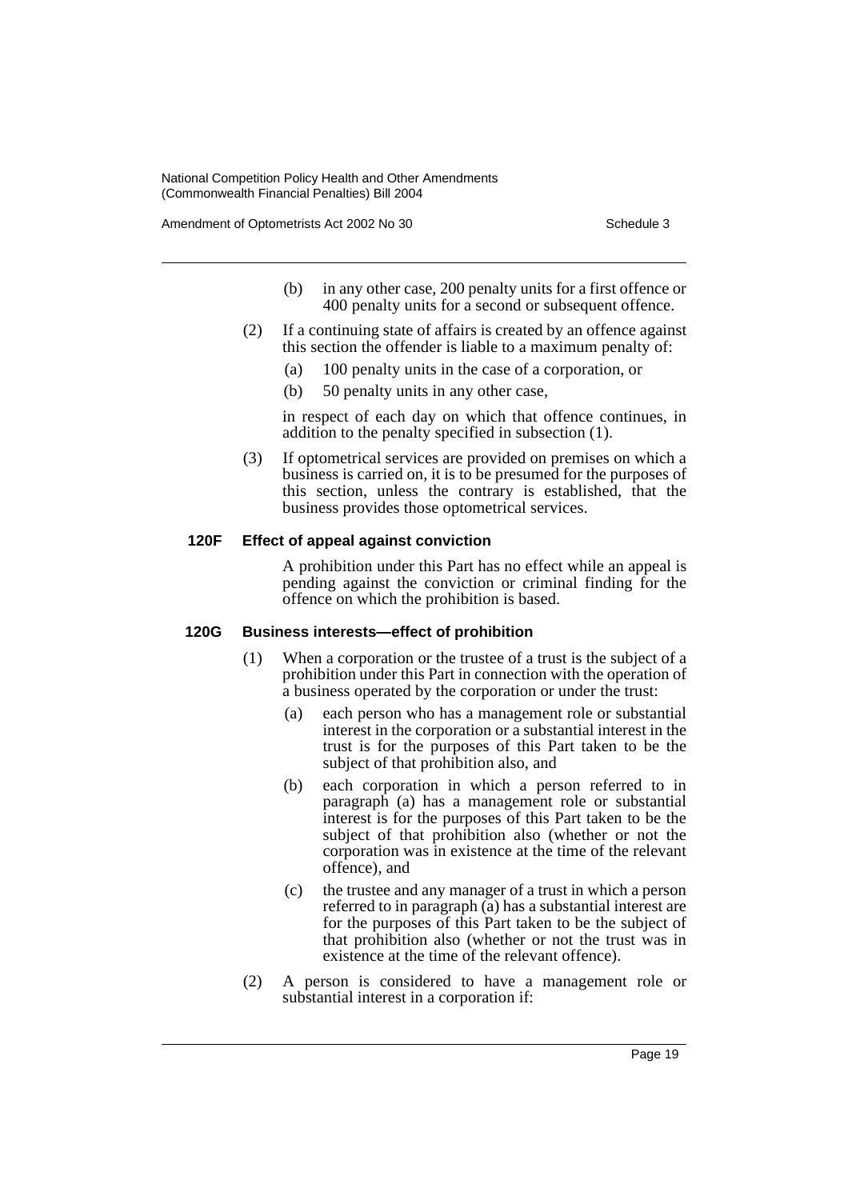(b) in any other case, 200 penalty units for a first offence or 400 penalty units for a second or subsequent offence.

(2) If a continuing state of affairs is created by an offence against this section the offender is liable to a maximum penalty of:

(a) 100 penalty units in the case of a corporation, or

(b) 50 penalty units in any other case,

in respect of each day on which that offence continues, in addition to the penalty specified in subsection (1).

(3) If optometrical services are provided on premises on which a business is carried on, it is to be presumed for the purposes of this section, unless the contrary is established, that the business provides those optometrical services.

#### 120F Effect of appeal against conviction

A prohibition under this Part has no effect while an appeal is pending against the conviction or criminal finding for the offence on which the prohibition is based.

#### 120G Business interests—effect of prohibition

(1) When a corporation or the trustee of a trust is the subject of a prohibition under this Part in connection with the operation of a business operated by the corporation or under the trust:

(a) each person who has a management role or substantial interest in the corporation or a substantial interest in the trust is for the purposes of this Part taken to be the subject of that prohibition also, and

(b) each corporation in which a person referred to in paragraph (a) has a management role or substantial interest is for the purposes of this Part taken to be the subject of that prohibition also (whether or not the corporation was in existence at the time of the relevant offence), and

(c) the trustee and any manager of a trust in which a person referred to in paragraph (a) has a substantial interest are for the purposes of this Part taken to be the subject of that prohibition also (whether or not the trust was in existence at the time of the relevant offence).

(2) A person is considered to have a management role or substantial interest in a corporation if: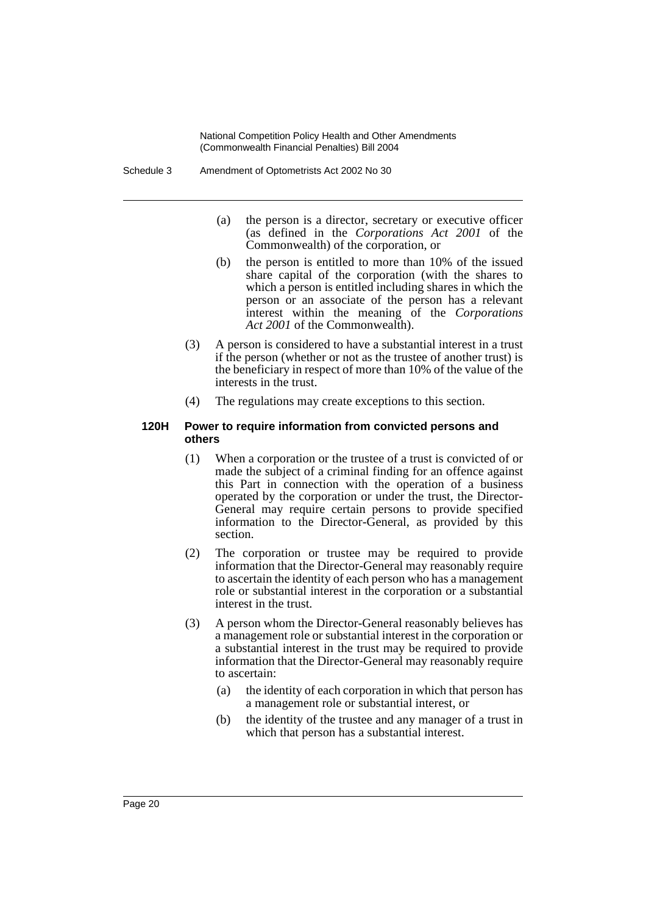(a) the person is a director, secretary or executive officer (as defined in the *Corporations Act 2001* of the Commonwealth) of the corporation, or

(b) the person is entitled to more than 10% of the issued share capital of the corporation (with the shares to which a person is entitled including shares in which the person or an associate of the person has a relevant interest within the meaning of the *Corporations Act 2001* of the Commonwealth).

(3) A person is considered to have a substantial interest in a trust if the person (whether or not as the trustee of another trust) is the beneficiary in respect of more than 10% of the value of the interests in the trust.

(4) The regulations may create exceptions to this section.

**120H Power to require information from convicted persons and others**

(1) When a corporation or the trustee of a trust is convicted of or made the subject of a criminal finding for an offence against this Part in connection with the operation of a business operated by the corporation or under the trust, the Director-General may require certain persons to provide specified information to the Director-General, as provided by this section.

(2) The corporation or trustee may be required to provide information that the Director-General may reasonably require to ascertain the identity of each person who has a management role or substantial interest in the corporation or a substantial interest in the trust.

(3) A person whom the Director-General reasonably believes has a management role or substantial interest in the corporation or a substantial interest in the trust may be required to provide information that the Director-General may reasonably require to ascertain:

(a) the identity of each corporation in which that person has a management role or substantial interest, or

(b) the identity of the trustee and any manager of a trust in which that person has a substantial interest.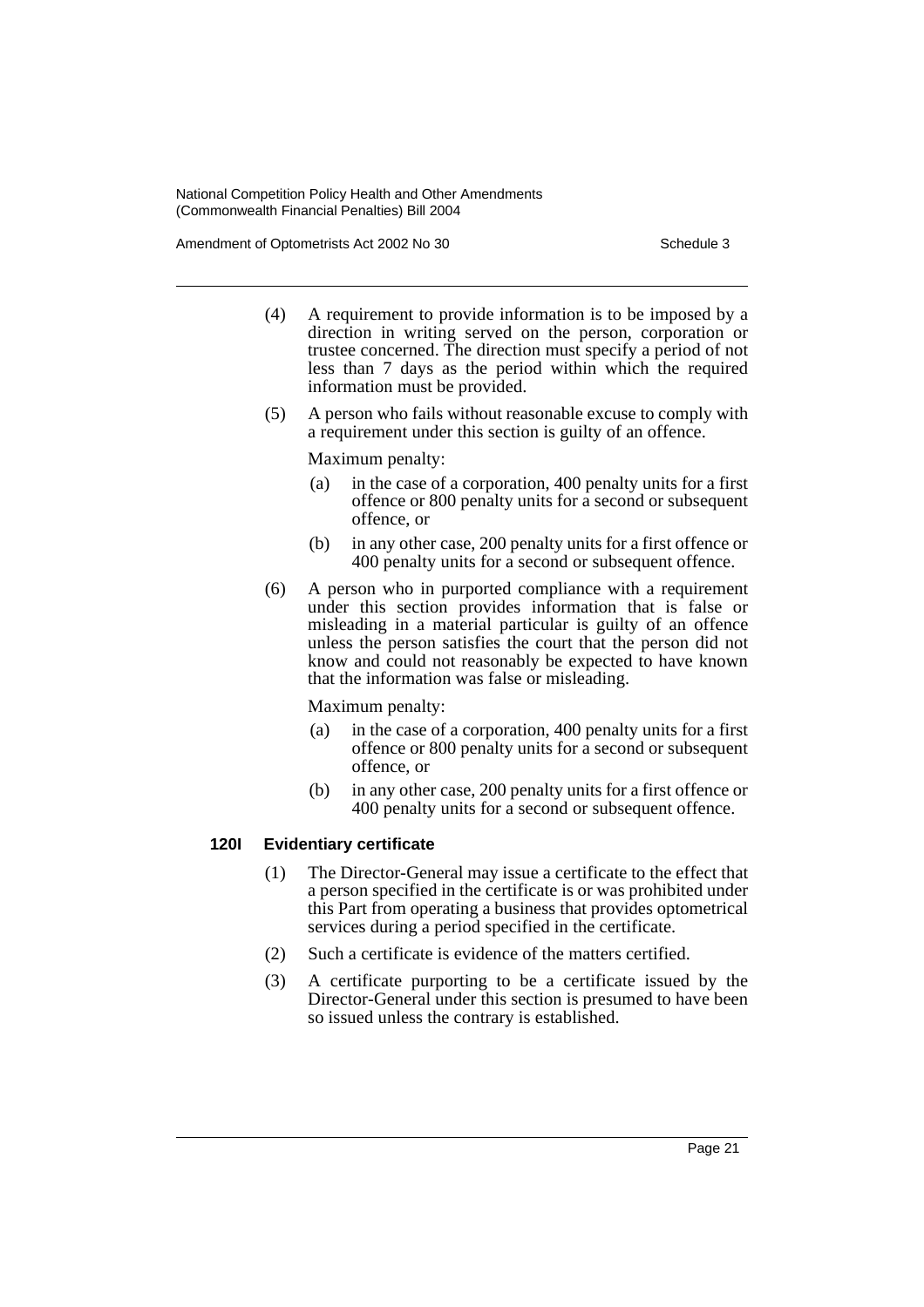(4) A requirement to provide information is to be imposed by a direction in writing served on the person, corporation or trustee concerned. The direction must specify a period of not less than 7 days as the period within which the required information must be provided.

(5) A person who fails without reasonable excuse to comply with a requirement under this section is guilty of an offence.

Maximum penalty:

(a) in the case of a corporation, 400 penalty units for a first offence or 800 penalty units for a second or subsequent offence, or

(b) in any other case, 200 penalty units for a first offence or 400 penalty units for a second or subsequent offence.

(6) A person who in purported compliance with a requirement under this section provides information that is false or misleading in a material particular is guilty of an offence unless the person satisfies the court that the person did not know and could not reasonably be expected to have known that the information was false or misleading.

Maximum penalty:

(a) in the case of a corporation, 400 penalty units for a first offence or 800 penalty units for a second or subsequent offence, or

(b) in any other case, 200 penalty units for a first offence or 400 penalty units for a second or subsequent offence.

### 120I Evidentiary certificate

(1) The Director-General may issue a certificate to the effect that a person specified in the certificate is or was prohibited under this Part from operating a business that provides optometrical services during a period specified in the certificate.

(2) Such a certificate is evidence of the matters certified.

(3) A certificate purporting to be a certificate issued by the Director-General under this section is presumed to have been so issued unless the contrary is established.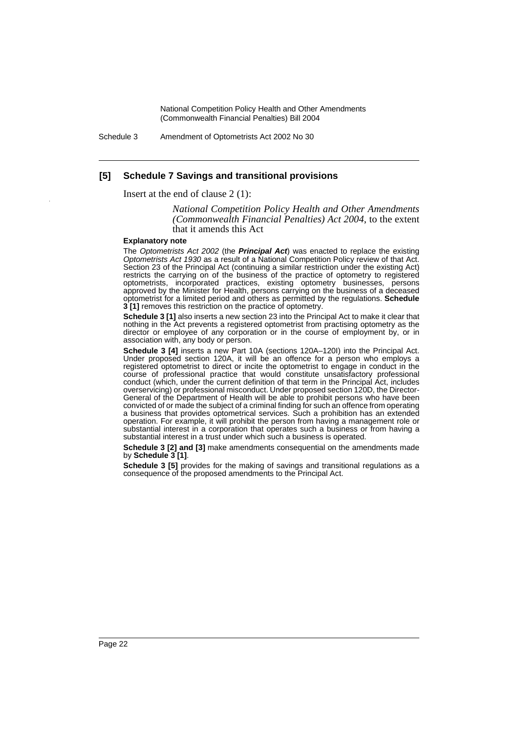### [5] Schedule 7 Savings and transitional provisions

Insert at the end of clause 2 (1):

> *National Competition Policy Health and Other Amendments (Commonwealth Financial Penalties) Act 2004*, to the extent that it amends this Act

#### Explanatory note

The *Optometrists Act 2002* (the ***Principal Act***) was enacted to replace the existing *Optometrists Act 1930* as a result of a National Competition Policy review of that Act. Section 23 of the Principal Act (continuing a similar restriction under the existing Act) restricts the carrying on of the business of the practice of optometry to registered optometrists, incorporated practices, existing optometry businesses, persons approved by the Minister for Health, persons carrying on the business of a deceased optometrist for a limited period and others as permitted by the regulations. **Schedule 3 [1]** removes this restriction on the practice of optometry.

**Schedule 3 [1]** also inserts a new section 23 into the Principal Act to make it clear that nothing in the Act prevents a registered optometrist from practising optometry as the director or employee of any corporation or in the course of employment by, or in association with, any body or person.

**Schedule 3 [4]** inserts a new Part 10A (sections 120A–120I) into the Principal Act. Under proposed section 120A, it will be an offence for a person who employs a registered optometrist to direct or incite the optometrist to engage in conduct in the course of professional practice that would constitute unsatisfactory professional conduct (which, under the current definition of that term in the Principal Act, includes overservicing) or professional misconduct. Under proposed section 120D, the Director-General of the Department of Health will be able to prohibit persons who have been convicted of or made the subject of a criminal finding for such an offence from operating a business that provides optometrical services. Such a prohibition has an extended operation. For example, it will prohibit the person from having a management role or substantial interest in a corporation that operates such a business or from having a substantial interest in a trust under which such a business is operated.

**Schedule 3 [2] and [3]** make amendments consequential on the amendments made by **Schedule 3 [1]**.

**Schedule 3 [5]** provides for the making of savings and transitional regulations as a consequence of the proposed amendments to the Principal Act.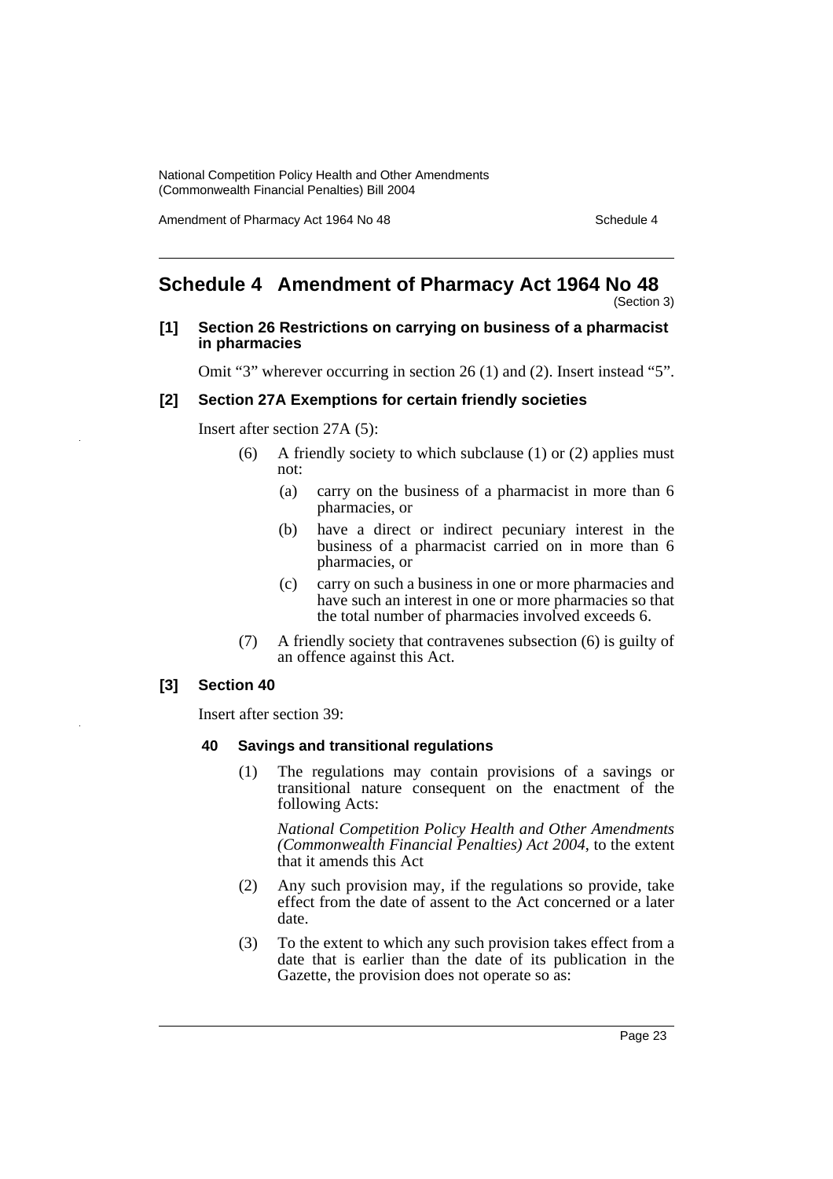# Schedule 4 Amendment of Pharmacy Act 1964 No 48

(Section 3)

**[1] Section 26 Restrictions on carrying on business of a pharmacist in pharmacies**

Omit "3" wherever occurring in section 26 (1) and (2). Insert instead "5".

**[2] Section 27A Exemptions for certain friendly societies**

Insert after section 27A (5):

(6) A friendly society to which subclause (1) or (2) applies must not:

- (a) carry on the business of a pharmacist in more than 6 pharmacies, or
- (b) have a direct or indirect pecuniary interest in the business of a pharmacist carried on in more than 6 pharmacies, or
- (c) carry on such a business in one or more pharmacies and have such an interest in one or more pharmacies so that the total number of pharmacies involved exceeds 6.

(7) A friendly society that contravenes subsection (6) is guilty of an offence against this Act.

**[3] Section 40**

Insert after section 39:

**40 Savings and transitional regulations**

(1) The regulations may contain provisions of a savings or transitional nature consequent on the enactment of the following Acts:

*National Competition Policy Health and Other Amendments (Commonwealth Financial Penalties) Act 2004*, to the extent that it amends this Act

(2) Any such provision may, if the regulations so provide, take effect from the date of assent to the Act concerned or a later date.

(3) To the extent to which any such provision takes effect from a date that is earlier than the date of its publication in the Gazette, the provision does not operate so as: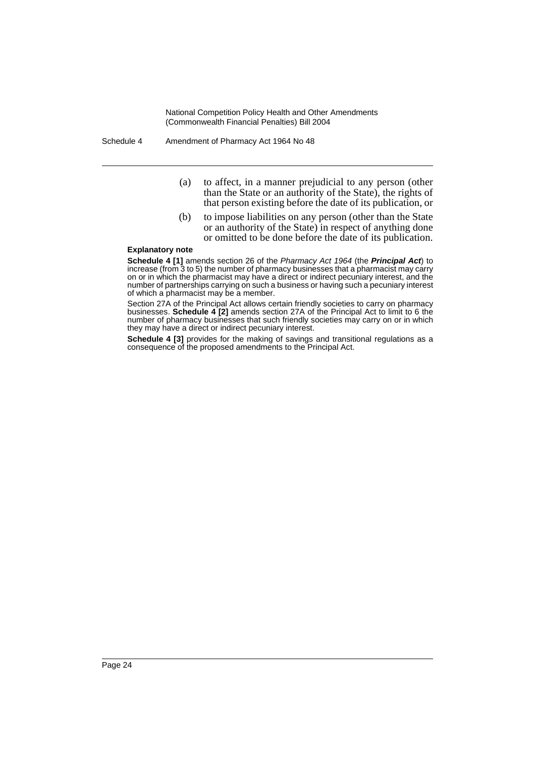(a) to affect, in a manner prejudicial to any person (other than the State or an authority of the State), the rights of that person existing before the date of its publication, or

(b) to impose liabilities on any person (other than the State or an authority of the State) in respect of anything done or omitted to be done before the date of its publication.

**Explanatory note**

**Schedule 4 [1]** amends section 26 of the *Pharmacy Act 1964* (the ***Principal Act***) to increase (from 3 to 5) the number of pharmacy businesses that a pharmacist may carry on or in which the pharmacist may have a direct or indirect pecuniary interest, and the number of partnerships carrying on such a business or having such a pecuniary interest of which a pharmacist may be a member.

Section 27A of the Principal Act allows certain friendly societies to carry on pharmacy businesses. **Schedule 4 [2]** amends section 27A of the Principal Act to limit to 6 the number of pharmacy businesses that such friendly societies may carry on or in which they may have a direct or indirect pecuniary interest.

**Schedule 4 [3]** provides for the making of savings and transitional regulations as a consequence of the proposed amendments to the Principal Act.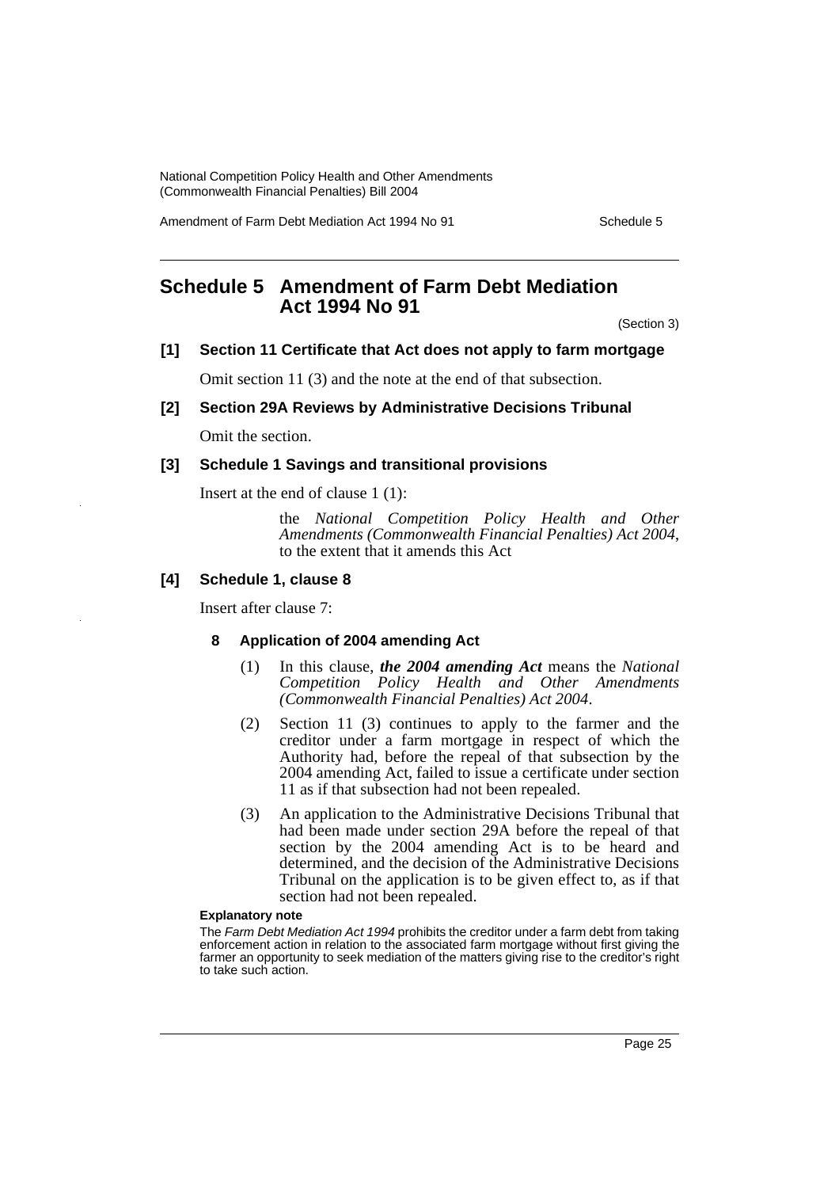# Schedule 5 Amendment of Farm Debt Mediation Act 1994 No 91

(Section 3)

### [1] Section 11 Certificate that Act does not apply to farm mortgage

Omit section 11 (3) and the note at the end of that subsection.

### [2] Section 29A Reviews by Administrative Decisions Tribunal

Omit the section.

### [3] Schedule 1 Savings and transitional provisions

Insert at the end of clause 1 (1):

> the *National Competition Policy Health and Other Amendments (Commonwealth Financial Penalties) Act 2004*, to the extent that it amends this Act

### [4] Schedule 1, clause 8

Insert after clause 7:

> **8 Application of 2004 amending Act**
>
> (1) In this clause, ***the 2004 amending Act*** means the *National Competition Policy Health and Other Amendments (Commonwealth Financial Penalties) Act 2004*.
>
> (2) Section 11 (3) continues to apply to the farmer and the creditor under a farm mortgage in respect of which the Authority had, before the repeal of that subsection by the 2004 amending Act, failed to issue a certificate under section 11 as if that subsection had not been repealed.
>
> (3) An application to the Administrative Decisions Tribunal that had been made under section 29A before the repeal of that section by the 2004 amending Act is to be heard and determined, and the decision of the Administrative Decisions Tribunal on the application is to be given effect to, as if that section had not been repealed.

**Explanatory note**

The *Farm Debt Mediation Act 1994* prohibits the creditor under a farm debt from taking enforcement action in relation to the associated farm mortgage without first giving the farmer an opportunity to seek mediation of the matters giving rise to the creditor's right to take such action.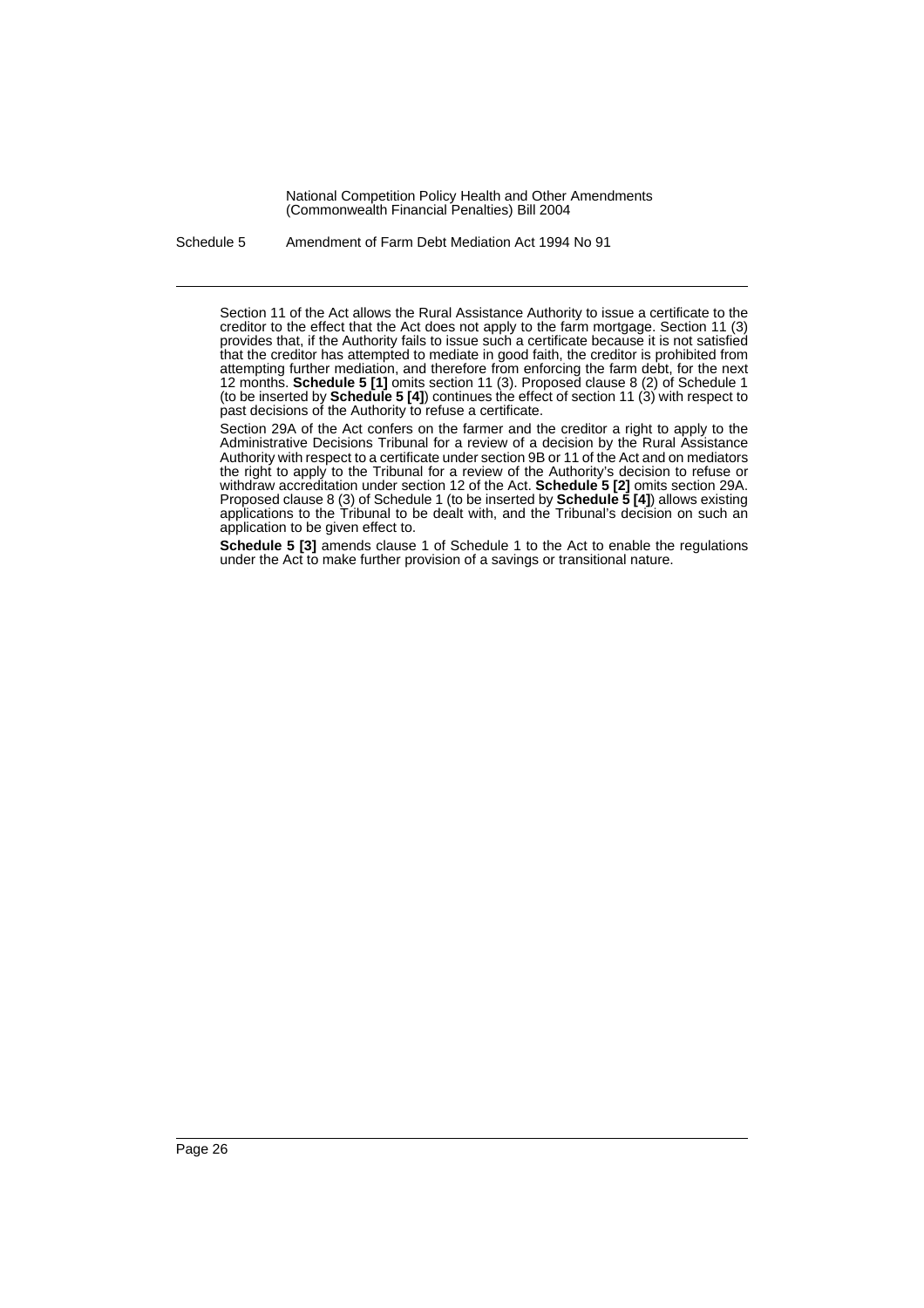Section 11 of the Act allows the Rural Assistance Authority to issue a certificate to the creditor to the effect that the Act does not apply to the farm mortgage. Section 11 (3) provides that, if the Authority fails to issue such a certificate because it is not satisfied that the creditor has attempted to mediate in good faith, the creditor is prohibited from attempting further mediation, and therefore from enforcing the farm debt, for the next 12 months. **Schedule 5 [1]** omits section 11 (3). Proposed clause 8 (2) of Schedule 1 (to be inserted by **Schedule 5 [4]**) continues the effect of section 11 (3) with respect to past decisions of the Authority to refuse a certificate.

Section 29A of the Act confers on the farmer and the creditor a right to apply to the Administrative Decisions Tribunal for a review of a decision by the Rural Assistance Authority with respect to a certificate under section 9B or 11 of the Act and on mediators the right to apply to the Tribunal for a review of the Authority's decision to refuse or withdraw accreditation under section 12 of the Act. **Schedule 5 [2]** omits section 29A. Proposed clause 8 (3) of Schedule 1 (to be inserted by **Schedule 5 [4]**) allows existing applications to the Tribunal to be dealt with, and the Tribunal's decision on such an application to be given effect to.

**Schedule 5 [3]** amends clause 1 of Schedule 1 to the Act to enable the regulations under the Act to make further provision of a savings or transitional nature.